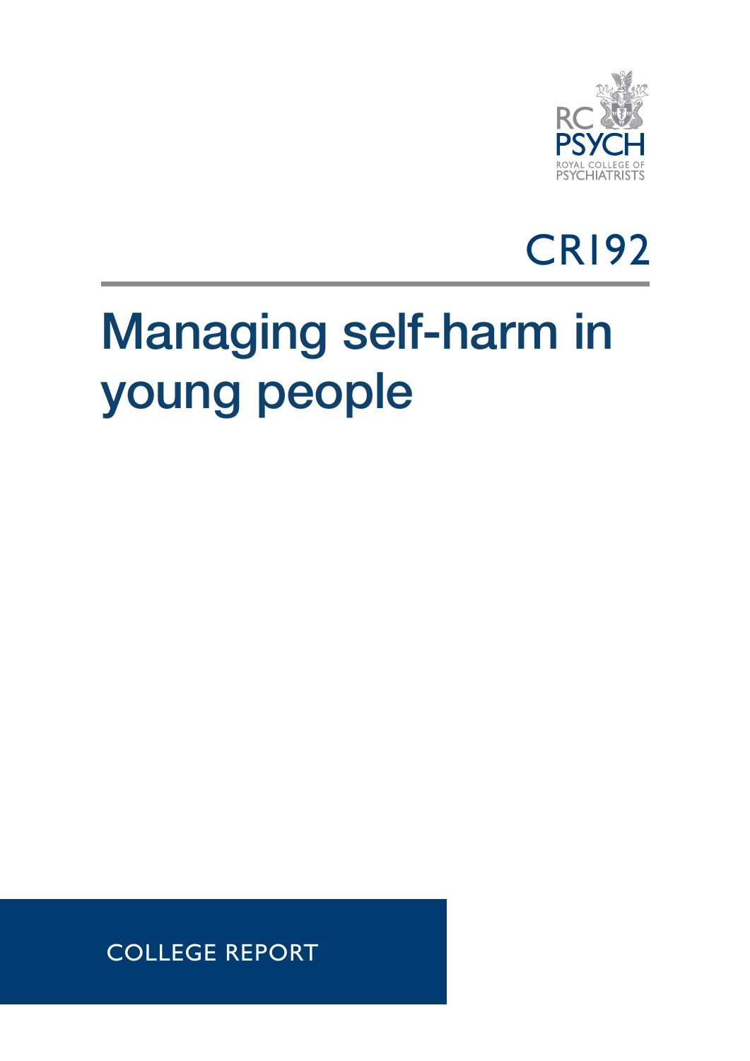RC PSYCH
ROYAL COLLEGE OF PSYCHIATRISTS

CR192

# Managing self-harm in young people

COLLEGE REPORT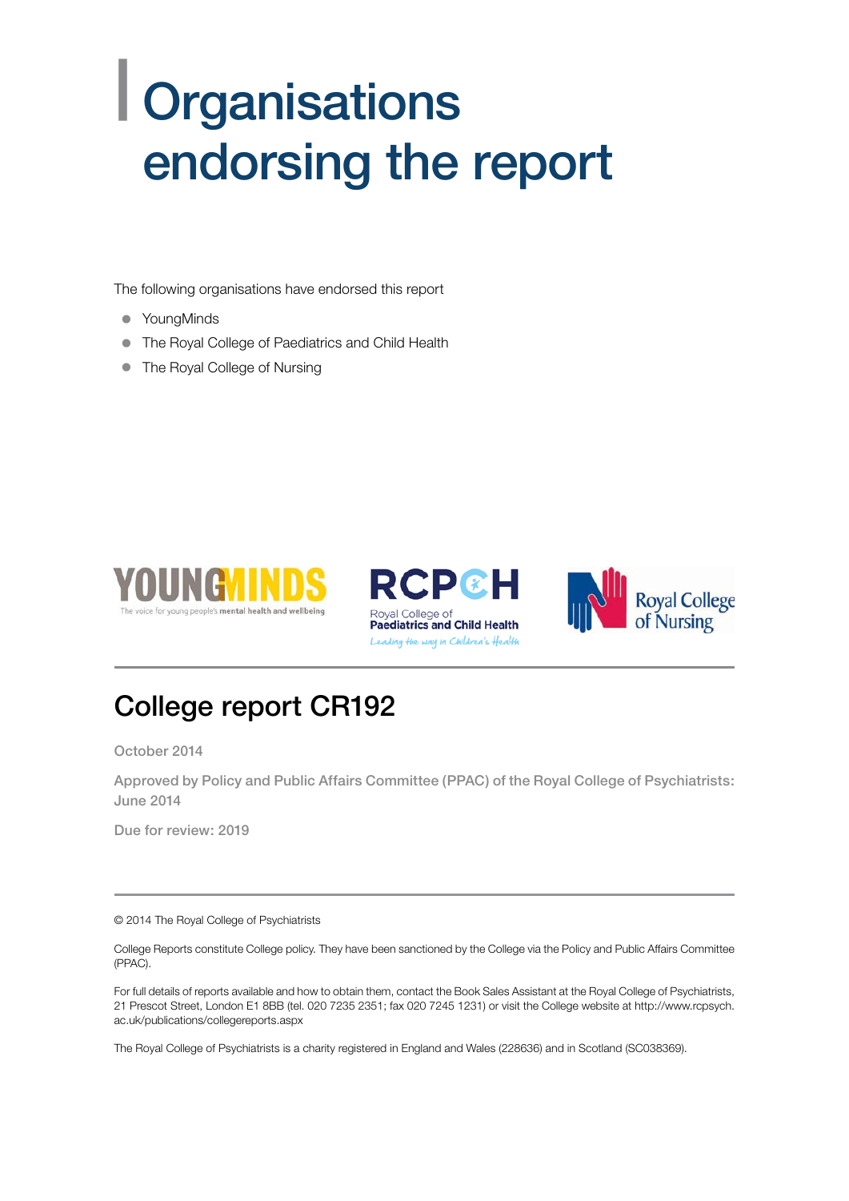# Organisations endorsing the report

The following organisations have endorsed this report

- YoungMinds
- The Royal College of Paediatrics and Child Health
- The Royal College of Nursing

## College report CR192

October 2014

Approved by Policy and Public Affairs Committee (PPAC) of the Royal College of Psychiatrists: June 2014

Due for review: 2019

© 2014 The Royal College of Psychiatrists

College Reports constitute College policy. They have been sanctioned by the College via the Policy and Public Affairs Committee (PPAC).

For full details of reports available and how to obtain them, contact the Book Sales Assistant at the Royal College of Psychiatrists, 21 Prescot Street, London E1 8BB (tel. 020 7235 2351; fax 020 7245 1231) or visit the College website at http://www.rcpsych.ac.uk/publications/collegereports.aspx

The Royal College of Psychiatrists is a charity registered in England and Wales (228636) and in Scotland (SC038369).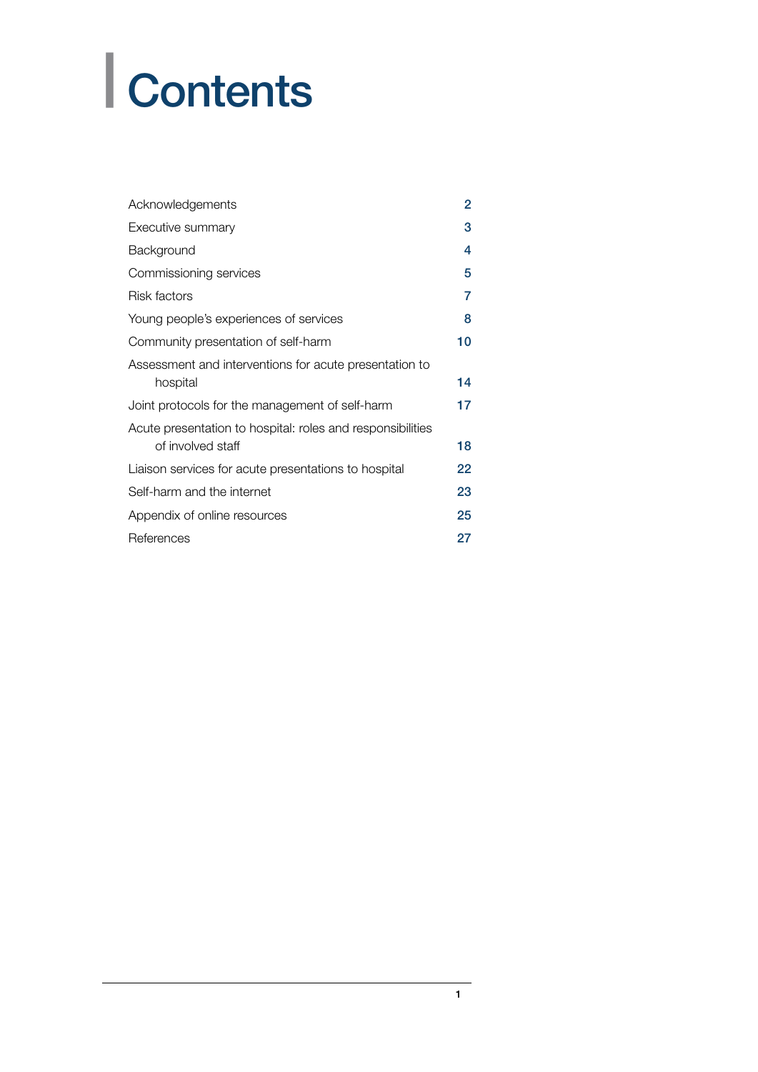# Contents

| | |
|---|---|
| Acknowledgements | 2 |
| Executive summary | 3 |
| Background | 4 |
| Commissioning services | 5 |
| Risk factors | 7 |
| Young people's experiences of services | 8 |
| Community presentation of self-harm | 10 |
| Assessment and interventions for acute presentation to hospital | 14 |
| Joint protocols for the management of self-harm | 17 |
| Acute presentation to hospital: roles and responsibilities of involved staff | 18 |
| Liaison services for acute presentations to hospital | 22 |
| Self-harm and the internet | 23 |
| Appendix of online resources | 25 |
| References | 27 |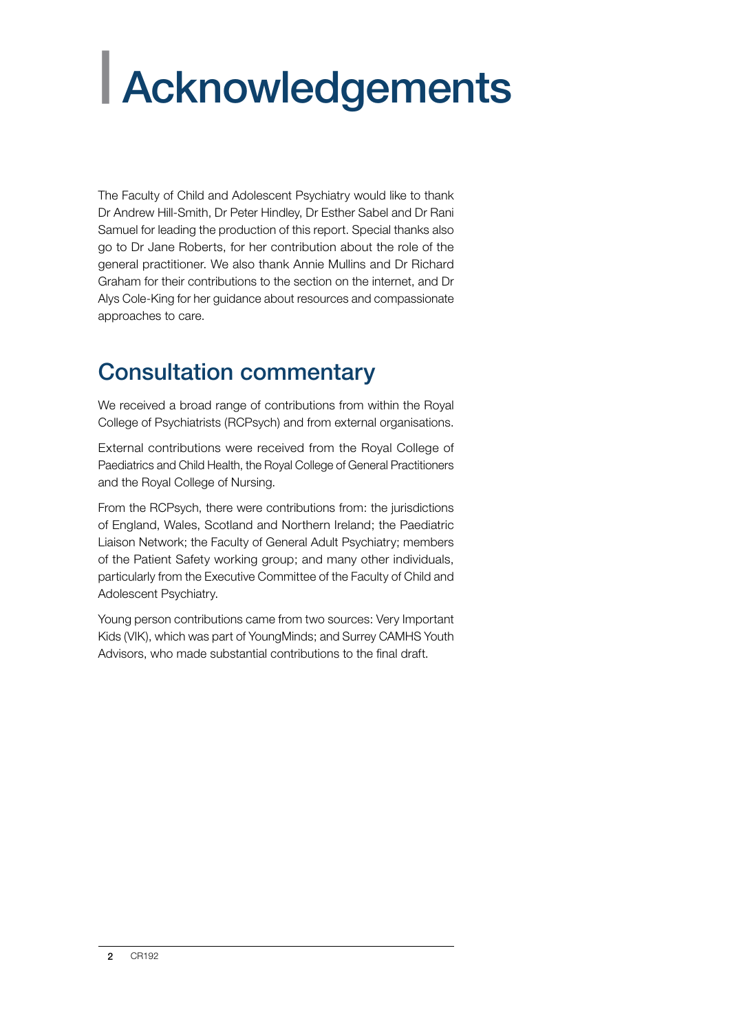# Acknowledgements

The Faculty of Child and Adolescent Psychiatry would like to thank Dr Andrew Hill-Smith, Dr Peter Hindley, Dr Esther Sabel and Dr Rani Samuel for leading the production of this report. Special thanks also go to Dr Jane Roberts, for her contribution about the role of the general practitioner. We also thank Annie Mullins and Dr Richard Graham for their contributions to the section on the internet, and Dr Alys Cole-King for her guidance about resources and compassionate approaches to care.

## Consultation commentary

We received a broad range of contributions from within the Royal College of Psychiatrists (RCPsych) and from external organisations.

External contributions were received from the Royal College of Paediatrics and Child Health, the Royal College of General Practitioners and the Royal College of Nursing.

From the RCPsych, there were contributions from: the jurisdictions of England, Wales, Scotland and Northern Ireland; the Paediatric Liaison Network; the Faculty of General Adult Psychiatry; members of the Patient Safety working group; and many other individuals, particularly from the Executive Committee of the Faculty of Child and Adolescent Psychiatry.

Young person contributions came from two sources: Very Important Kids (VIK), which was part of YoungMinds; and Surrey CAMHS Youth Advisors, who made substantial contributions to the final draft.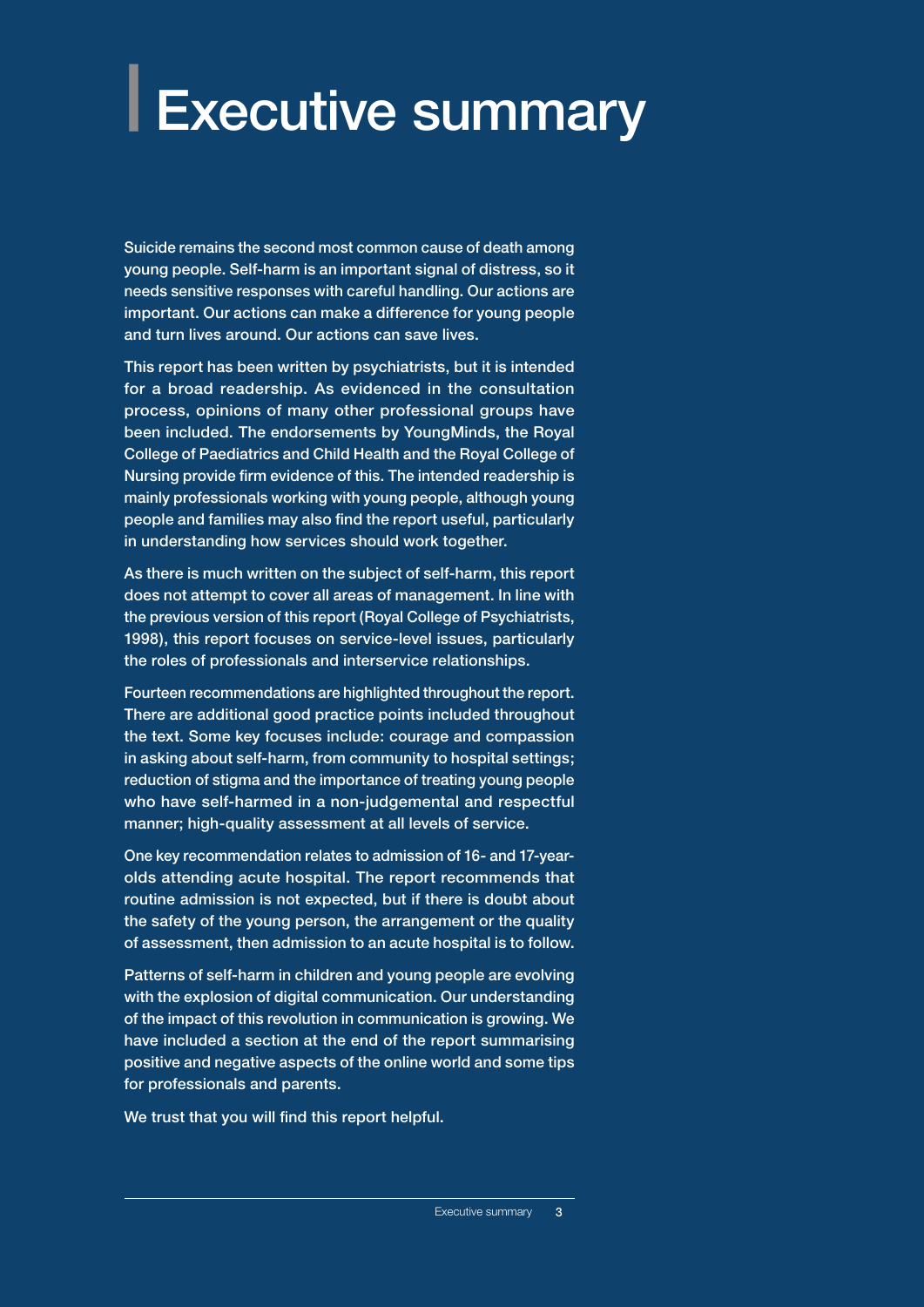# Executive summary

Suicide remains the second most common cause of death among young people. Self-harm is an important signal of distress, so it needs sensitive responses with careful handling. Our actions are important. Our actions can make a difference for young people and turn lives around. Our actions can save lives.

This report has been written by psychiatrists, but it is intended for a broad readership. As evidenced in the consultation process, opinions of many other professional groups have been included. The endorsements by YoungMinds, the Royal College of Paediatrics and Child Health and the Royal College of Nursing provide firm evidence of this. The intended readership is mainly professionals working with young people, although young people and families may also find the report useful, particularly in understanding how services should work together.

As there is much written on the subject of self-harm, this report does not attempt to cover all areas of management. In line with the previous version of this report (Royal College of Psychiatrists, 1998), this report focuses on service-level issues, particularly the roles of professionals and interservice relationships.

Fourteen recommendations are highlighted throughout the report. There are additional good practice points included throughout the text. Some key focuses include: courage and compassion in asking about self-harm, from community to hospital settings; reduction of stigma and the importance of treating young people who have self-harmed in a non-judgemental and respectful manner; high-quality assessment at all levels of service.

One key recommendation relates to admission of 16- and 17-year-olds attending acute hospital. The report recommends that routine admission is not expected, but if there is doubt about the safety of the young person, the arrangement or the quality of assessment, then admission to an acute hospital is to follow.

Patterns of self-harm in children and young people are evolving with the explosion of digital communication. Our understanding of the impact of this revolution in communication is growing. We have included a section at the end of the report summarising positive and negative aspects of the online world and some tips for professionals and parents.

We trust that you will find this report helpful.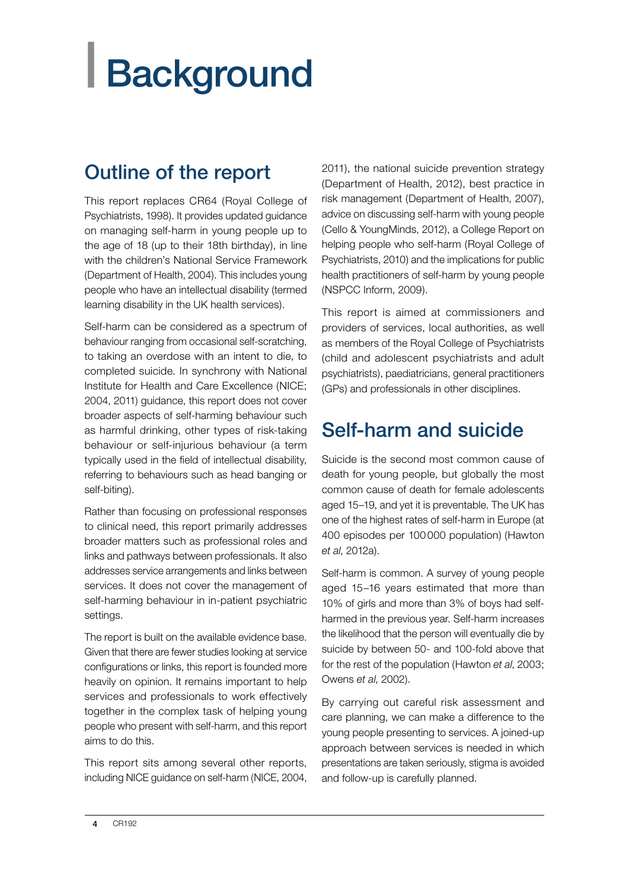# Background

## Outline of the report

This report replaces CR64 (Royal College of Psychiatrists, 1998). It provides updated guidance on managing self-harm in young people up to the age of 18 (up to their 18th birthday), in line with the children's National Service Framework (Department of Health, 2004). This includes young people who have an intellectual disability (termed learning disability in the UK health services).

Self-harm can be considered as a spectrum of behaviour ranging from occasional self-scratching, to taking an overdose with an intent to die, to completed suicide. In synchrony with National Institute for Health and Care Excellence (NICE; 2004, 2011) guidance, this report does not cover broader aspects of self-harming behaviour such as harmful drinking, other types of risk-taking behaviour or self-injurious behaviour (a term typically used in the field of intellectual disability, referring to behaviours such as head banging or self-biting).

Rather than focusing on professional responses to clinical need, this report primarily addresses broader matters such as professional roles and links and pathways between professionals. It also addresses service arrangements and links between services. It does not cover the management of self-harming behaviour in in-patient psychiatric settings.

The report is built on the available evidence base. Given that there are fewer studies looking at service configurations or links, this report is founded more heavily on opinion. It remains important to help services and professionals to work effectively together in the complex task of helping young people who present with self-harm, and this report aims to do this.

This report sits among several other reports, including NICE guidance on self-harm (NICE, 2004, 2011), the national suicide prevention strategy (Department of Health, 2012), best practice in risk management (Department of Health, 2007), advice on discussing self-harm with young people (Cello & YoungMinds, 2012), a College Report on helping people who self-harm (Royal College of Psychiatrists, 2010) and the implications for public health practitioners of self-harm by young people (NSPCC Inform, 2009).

This report is aimed at commissioners and providers of services, local authorities, as well as members of the Royal College of Psychiatrists (child and adolescent psychiatrists and adult psychiatrists), paediatricians, general practitioners (GPs) and professionals in other disciplines.

## Self-harm and suicide

Suicide is the second most common cause of death for young people, but globally the most common cause of death for female adolescents aged 15–19, and yet it is preventable. The UK has one of the highest rates of self-harm in Europe (at 400 episodes per 100 000 population) (Hawton *et al*, 2012a).

Self-harm is common. A survey of young people aged 15–16 years estimated that more than 10% of girls and more than 3% of boys had self-harmed in the previous year. Self-harm increases the likelihood that the person will eventually die by suicide by between 50- and 100-fold above that for the rest of the population (Hawton *et al*, 2003; Owens *et al*, 2002).

By carrying out careful risk assessment and care planning, we can make a difference to the young people presenting to services. A joined-up approach between services is needed in which presentations are taken seriously, stigma is avoided and follow-up is carefully planned.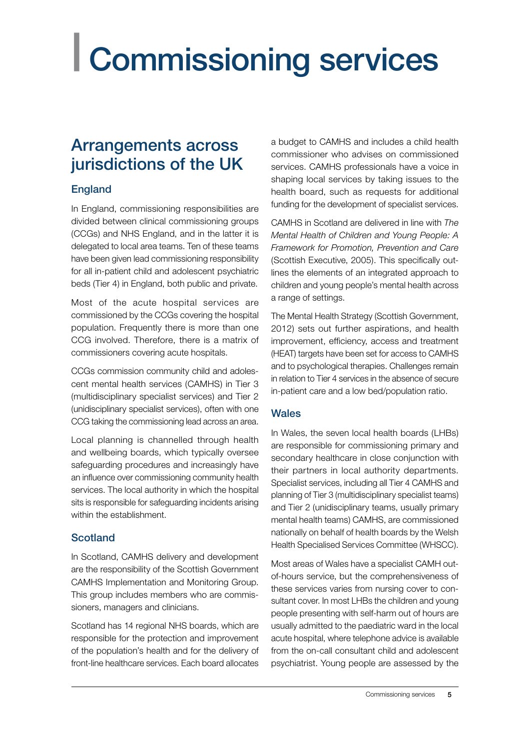# Commissioning services

## Arrangements across jurisdictions of the UK

### England

In England, commissioning responsibilities are divided between clinical commissioning groups (CCGs) and NHS England, and in the latter it is delegated to local area teams. Ten of these teams have been given lead commissioning responsibility for all in-patient child and adolescent psychiatric beds (Tier 4) in England, both public and private.

Most of the acute hospital services are commissioned by the CCGs covering the hospital population. Frequently there is more than one CCG involved. Therefore, there is a matrix of commissioners covering acute hospitals.

CCGs commission community child and adolescent mental health services (CAMHS) in Tier 3 (multidisciplinary specialist services) and Tier 2 (unidisciplinary specialist services), often with one CCG taking the commissioning lead across an area.

Local planning is channelled through health and wellbeing boards, which typically oversee safeguarding procedures and increasingly have an influence over commissioning community health services. The local authority in which the hospital sits is responsible for safeguarding incidents arising within the establishment.

### Scotland

In Scotland, CAMHS delivery and development are the responsibility of the Scottish Government CAMHS Implementation and Monitoring Group. This group includes members who are commissioners, managers and clinicians.

Scotland has 14 regional NHS boards, which are responsible for the protection and improvement of the population's health and for the delivery of front-line healthcare services. Each board allocates a budget to CAMHS and includes a child health commissioner who advises on commissioned services. CAMHS professionals have a voice in shaping local services by taking issues to the health board, such as requests for additional funding for the development of specialist services.

CAMHS in Scotland are delivered in line with *The Mental Health of Children and Young People: A Framework for Promotion, Prevention and Care* (Scottish Executive, 2005). This specifically outlines the elements of an integrated approach to children and young people's mental health across a range of settings.

The Mental Health Strategy (Scottish Government, 2012) sets out further aspirations, and health improvement, efficiency, access and treatment (HEAT) targets have been set for access to CAMHS and to psychological therapies. Challenges remain in relation to Tier 4 services in the absence of secure in-patient care and a low bed/population ratio.

### Wales

In Wales, the seven local health boards (LHBs) are responsible for commissioning primary and secondary healthcare in close conjunction with their partners in local authority departments. Specialist services, including all Tier 4 CAMHS and planning of Tier 3 (multidisciplinary specialist teams) and Tier 2 (unidisciplinary teams, usually primary mental health teams) CAMHS, are commissioned nationally on behalf of health boards by the Welsh Health Specialised Services Committee (WHSCC).

Most areas of Wales have a specialist CAMH out-of-hours service, but the comprehensiveness of these services varies from nursing cover to consultant cover. In most LHBs the children and young people presenting with self-harm out of hours are usually admitted to the paediatric ward in the local acute hospital, where telephone advice is available from the on-call consultant child and adolescent psychiatrist. Young people are assessed by the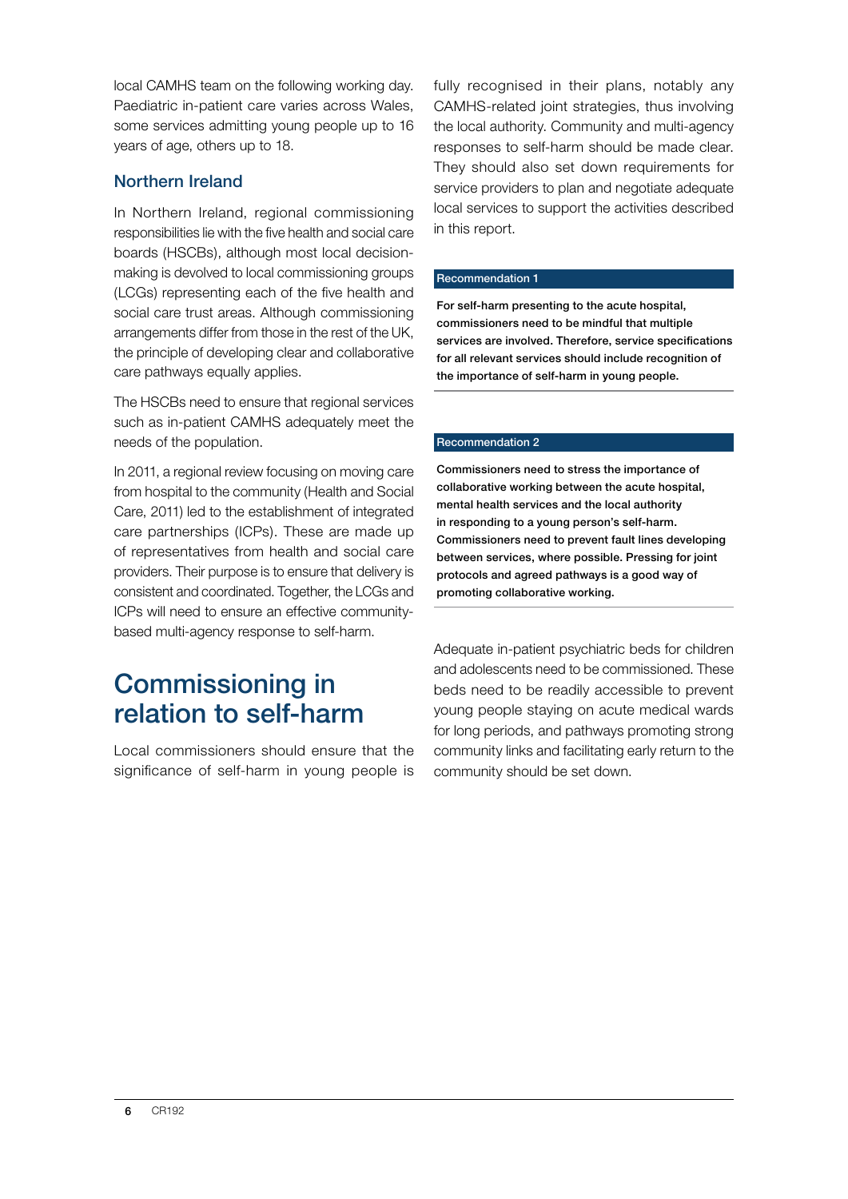local CAMHS team on the following working day. Paediatric in-patient care varies across Wales, some services admitting young people up to 16 years of age, others up to 18.

### Northern Ireland

In Northern Ireland, regional commissioning responsibilities lie with the five health and social care boards (HSCBs), although most local decision-making is devolved to local commissioning groups (LCGs) representing each of the five health and social care trust areas. Although commissioning arrangements differ from those in the rest of the UK, the principle of developing clear and collaborative care pathways equally applies.

The HSCBs need to ensure that regional services such as in-patient CAMHS adequately meet the needs of the population.

In 2011, a regional review focusing on moving care from hospital to the community (Health and Social Care, 2011) led to the establishment of integrated care partnerships (ICPs). These are made up of representatives from health and social care providers. Their purpose is to ensure that delivery is consistent and coordinated. Together, the LCGs and ICPs will need to ensure an effective community-based multi-agency response to self-harm.

## Commissioning in relation to self-harm

Local commissioners should ensure that the significance of self-harm in young people is fully recognised in their plans, notably any CAMHS-related joint strategies, thus involving the local authority. Community and multi-agency responses to self-harm should be made clear. They should also set down requirements for service providers to plan and negotiate adequate local services to support the activities described in this report.

**Recommendation 1**

**For self-harm presenting to the acute hospital, commissioners need to be mindful that multiple services are involved. Therefore, service specifications for all relevant services should include recognition of the importance of self-harm in young people.**

**Recommendation 2**

**Commissioners need to stress the importance of collaborative working between the acute hospital, mental health services and the local authority in responding to a young person's self-harm. Commissioners need to prevent fault lines developing between services, where possible. Pressing for joint protocols and agreed pathways is a good way of promoting collaborative working.**

Adequate in-patient psychiatric beds for children and adolescents need to be commissioned. These beds need to be readily accessible to prevent young people staying on acute medical wards for long periods, and pathways promoting strong community links and facilitating early return to the community should be set down.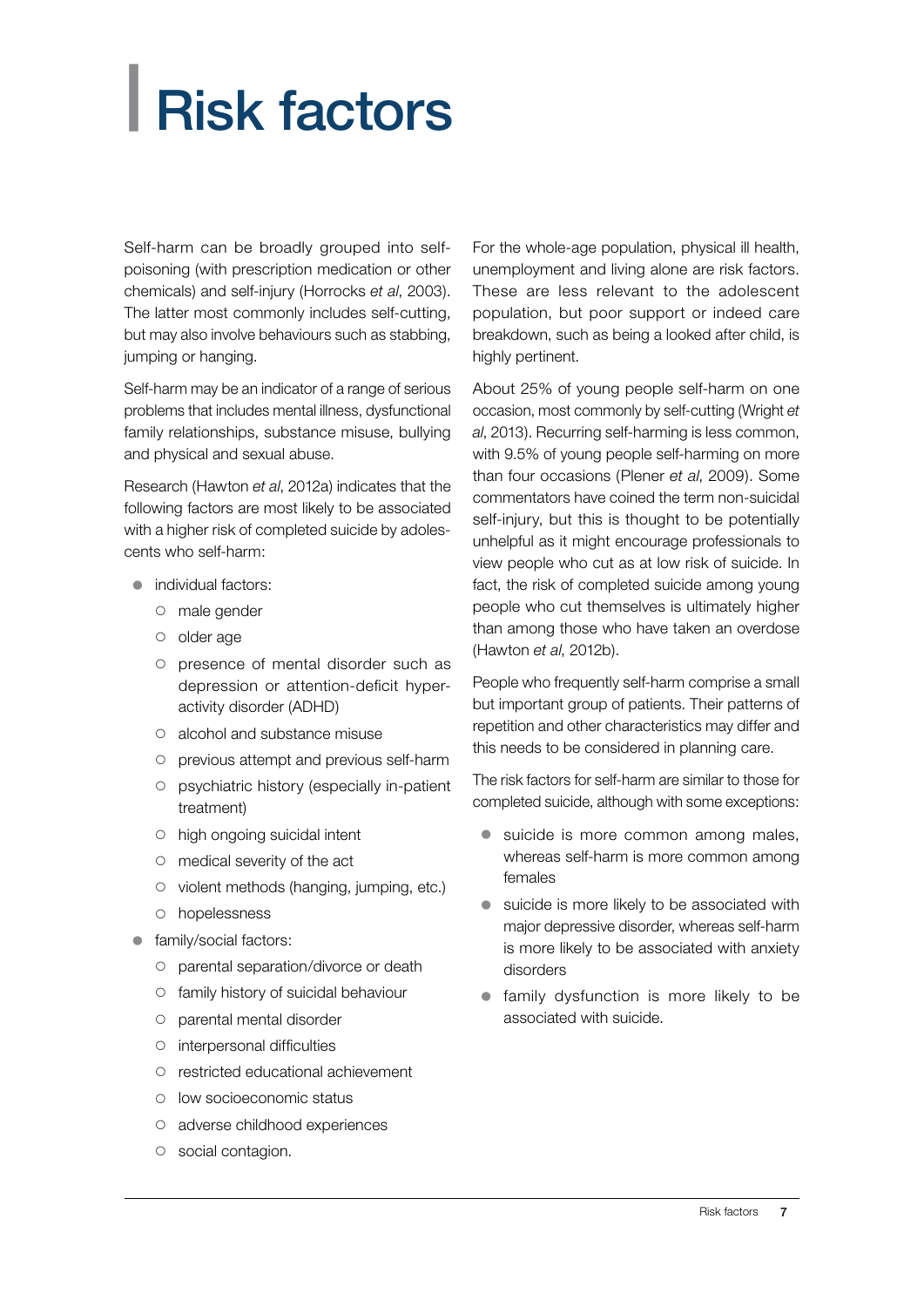# Risk factors

Self-harm can be broadly grouped into self-poisoning (with prescription medication or other chemicals) and self-injury (Horrocks *et al*, 2003). The latter most commonly includes self-cutting, but may also involve behaviours such as stabbing, jumping or hanging.

Self-harm may be an indicator of a range of serious problems that includes mental illness, dysfunctional family relationships, substance misuse, bullying and physical and sexual abuse.

Research (Hawton *et al*, 2012a) indicates that the following factors are most likely to be associated with a higher risk of completed suicide by adolescents who self-harm:

- individual factors:
  - male gender
  - older age
  - presence of mental disorder such as depression or attention-deficit hyperactivity disorder (ADHD)
  - alcohol and substance misuse
  - previous attempt and previous self-harm
  - psychiatric history (especially in-patient treatment)
  - high ongoing suicidal intent
  - medical severity of the act
  - violent methods (hanging, jumping, etc.)
  - hopelessness
- family/social factors:
  - parental separation/divorce or death
  - family history of suicidal behaviour
  - parental mental disorder
  - interpersonal difficulties
  - restricted educational achievement
  - low socioeconomic status
  - adverse childhood experiences
  - social contagion.

For the whole-age population, physical ill health, unemployment and living alone are risk factors. These are less relevant to the adolescent population, but poor support or indeed care breakdown, such as being a looked after child, is highly pertinent.

About 25% of young people self-harm on one occasion, most commonly by self-cutting (Wright *et al*, 2013). Recurring self-harming is less common, with 9.5% of young people self-harming on more than four occasions (Plener *et al*, 2009). Some commentators have coined the term non-suicidal self-injury, but this is thought to be potentially unhelpful as it might encourage professionals to view people who cut as at low risk of suicide. In fact, the risk of completed suicide among young people who cut themselves is ultimately higher than among those who have taken an overdose (Hawton *et al*, 2012b).

People who frequently self-harm comprise a small but important group of patients. Their patterns of repetition and other characteristics may differ and this needs to be considered in planning care.

The risk factors for self-harm are similar to those for completed suicide, although with some exceptions:

- suicide is more common among males, whereas self-harm is more common among females
- suicide is more likely to be associated with major depressive disorder, whereas self-harm is more likely to be associated with anxiety disorders
- family dysfunction is more likely to be associated with suicide.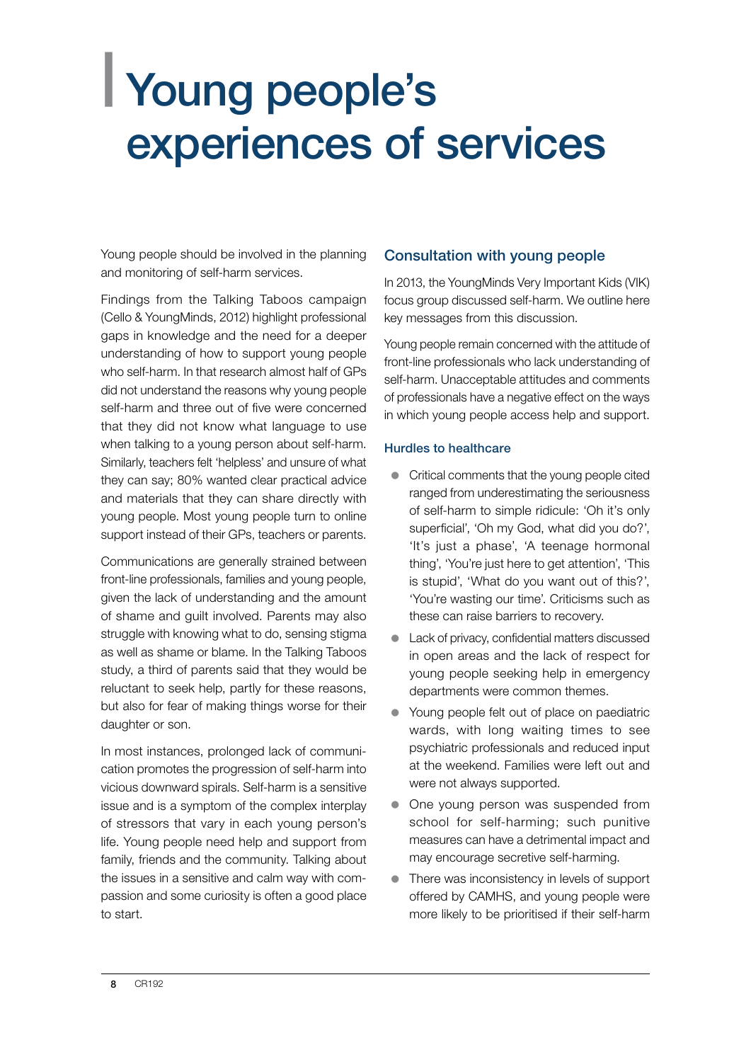# Young people's experiences of services

Young people should be involved in the planning and monitoring of self-harm services.

Findings from the Talking Taboos campaign (Cello & YoungMinds, 2012) highlight professional gaps in knowledge and the need for a deeper understanding of how to support young people who self-harm. In that research almost half of GPs did not understand the reasons why young people self-harm and three out of five were concerned that they did not know what language to use when talking to a young person about self-harm. Similarly, teachers felt 'helpless' and unsure of what they can say; 80% wanted clear practical advice and materials that they can share directly with young people. Most young people turn to online support instead of their GPs, teachers or parents.

Communications are generally strained between front-line professionals, families and young people, given the lack of understanding and the amount of shame and guilt involved. Parents may also struggle with knowing what to do, sensing stigma as well as shame or blame. In the Talking Taboos study, a third of parents said that they would be reluctant to seek help, partly for these reasons, but also for fear of making things worse for their daughter or son.

In most instances, prolonged lack of communication promotes the progression of self-harm into vicious downward spirals. Self-harm is a sensitive issue and is a symptom of the complex interplay of stressors that vary in each young person's life. Young people need help and support from family, friends and the community. Talking about the issues in a sensitive and calm way with compassion and some curiosity is often a good place to start.

## Consultation with young people

In 2013, the YoungMinds Very Important Kids (VIK) focus group discussed self-harm. We outline here key messages from this discussion.

Young people remain concerned with the attitude of front-line professionals who lack understanding of self-harm. Unacceptable attitudes and comments of professionals have a negative effect on the ways in which young people access help and support.

### Hurdles to healthcare

- Critical comments that the young people cited ranged from underestimating the seriousness of self-harm to simple ridicule: 'Oh it's only superficial', 'Oh my God, what did you do?', 'It's just a phase', 'A teenage hormonal thing', 'You're just here to get attention', 'This is stupid', 'What do you want out of this?', 'You're wasting our time'. Criticisms such as these can raise barriers to recovery.
- Lack of privacy, confidential matters discussed in open areas and the lack of respect for young people seeking help in emergency departments were common themes.
- Young people felt out of place on paediatric wards, with long waiting times to see psychiatric professionals and reduced input at the weekend. Families were left out and were not always supported.
- One young person was suspended from school for self-harming; such punitive measures can have a detrimental impact and may encourage secretive self-harming.
- There was inconsistency in levels of support offered by CAMHS, and young people were more likely to be prioritised if their self-harm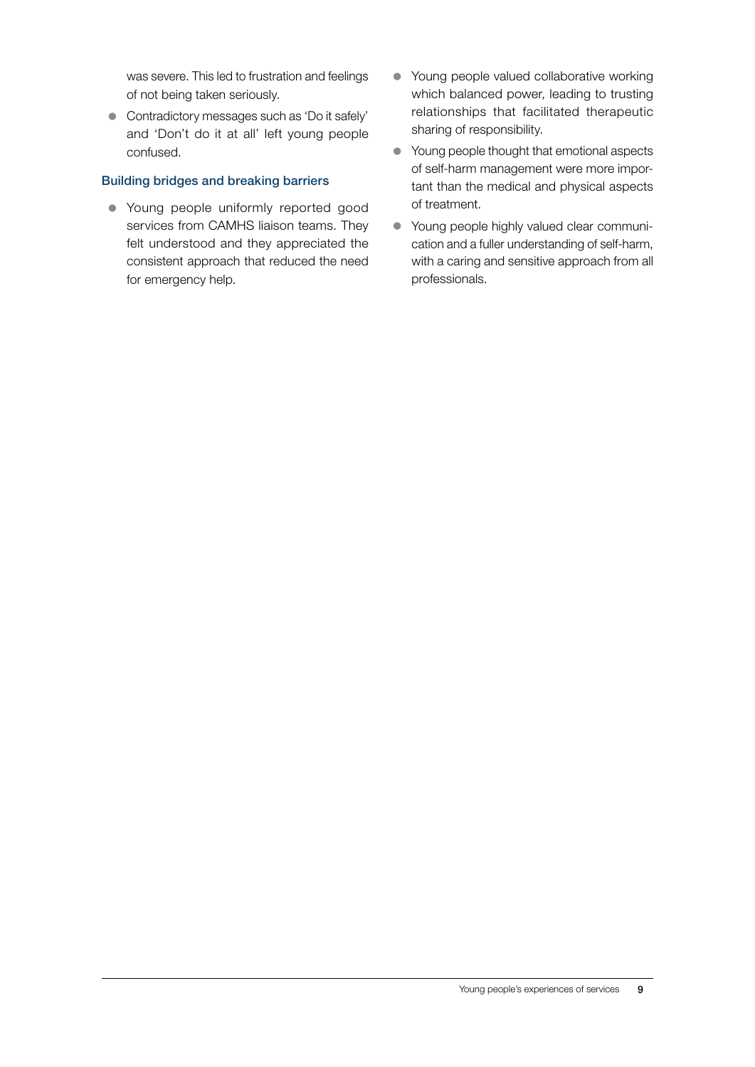was severe. This led to frustration and feelings of not being taken seriously.

- Contradictory messages such as 'Do it safely' and 'Don't do it at all' left young people confused.

### Building bridges and breaking barriers

- Young people uniformly reported good services from CAMHS liaison teams. They felt understood and they appreciated the consistent approach that reduced the need for emergency help.
- Young people valued collaborative working which balanced power, leading to trusting relationships that facilitated therapeutic sharing of responsibility.
- Young people thought that emotional aspects of self-harm management were more important than the medical and physical aspects of treatment.
- Young people highly valued clear communication and a fuller understanding of self-harm, with a caring and sensitive approach from all professionals.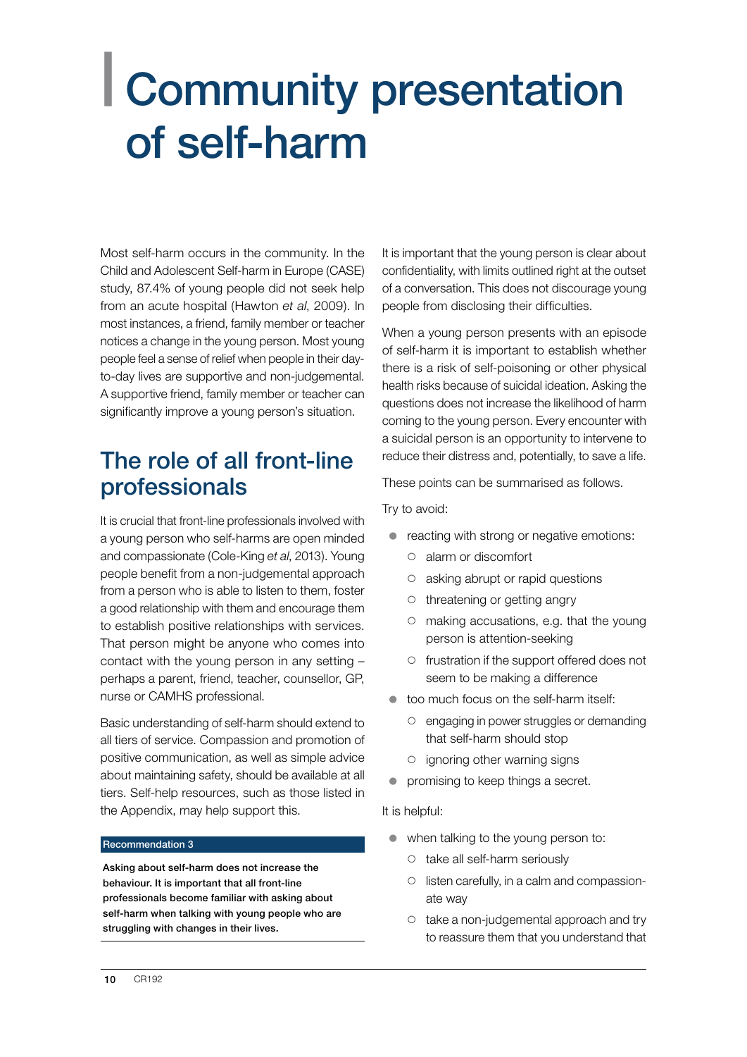# Community presentation of self-harm

Most self-harm occurs in the community. In the Child and Adolescent Self-harm in Europe (CASE) study, 87.4% of young people did not seek help from an acute hospital (Hawton *et al*, 2009). In most instances, a friend, family member or teacher notices a change in the young person. Most young people feel a sense of relief when people in their day-to-day lives are supportive and non-judgemental. A supportive friend, family member or teacher can significantly improve a young person's situation.

## The role of all front-line professionals

It is crucial that front-line professionals involved with a young person who self-harms are open minded and compassionate (Cole-King *et al*, 2013). Young people benefit from a non-judgemental approach from a person who is able to listen to them, foster a good relationship with them and encourage them to establish positive relationships with services. That person might be anyone who comes into contact with the young person in any setting – perhaps a parent, friend, teacher, counsellor, GP, nurse or CAMHS professional.

Basic understanding of self-harm should extend to all tiers of service. Compassion and promotion of positive communication, as well as simple advice about maintaining safety, should be available at all tiers. Self-help resources, such as those listed in the Appendix, may help support this.

**Recommendation 3**

**Asking about self-harm does not increase the behaviour. It is important that all front-line professionals become familiar with asking about self-harm when talking with young people who are struggling with changes in their lives.**

It is important that the young person is clear about confidentiality, with limits outlined right at the outset of a conversation. This does not discourage young people from disclosing their difficulties.

When a young person presents with an episode of self-harm it is important to establish whether there is a risk of self-poisoning or other physical health risks because of suicidal ideation. Asking the questions does not increase the likelihood of harm coming to the young person. Every encounter with a suicidal person is an opportunity to intervene to reduce their distress and, potentially, to save a life.

These points can be summarised as follows.

Try to avoid:

- reacting with strong or negative emotions:
  - alarm or discomfort
  - asking abrupt or rapid questions
  - threatening or getting angry
  - making accusations, e.g. that the young person is attention-seeking
  - frustration if the support offered does not seem to be making a difference
- too much focus on the self-harm itself:
  - engaging in power struggles or demanding that self-harm should stop
  - ignoring other warning signs
- promising to keep things a secret.

It is helpful:

- when talking to the young person to:
  - take all self-harm seriously
  - listen carefully, in a calm and compassionate way
  - take a non-judgemental approach and try to reassure them that you understand that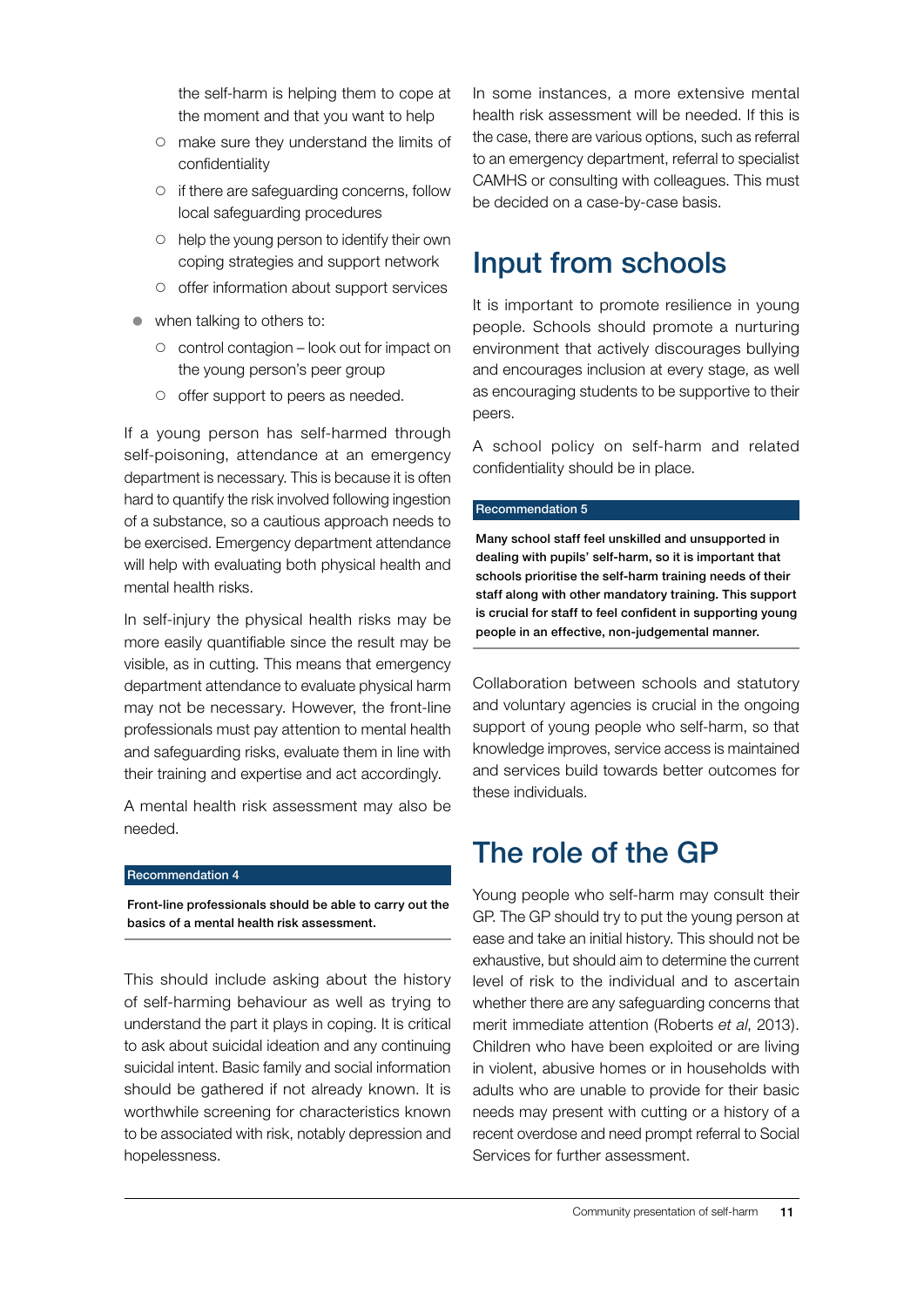the self-harm is helping them to cope at the moment and that you want to help

- make sure they understand the limits of confidentiality
- if there are safeguarding concerns, follow local safeguarding procedures
- help the young person to identify their own coping strategies and support network
- offer information about support services

- when talking to others to:
  - control contagion – look out for impact on the young person's peer group
  - offer support to peers as needed.

If a young person has self-harmed through self-poisoning, attendance at an emergency department is necessary. This is because it is often hard to quantify the risk involved following ingestion of a substance, so a cautious approach needs to be exercised. Emergency department attendance will help with evaluating both physical health and mental health risks.

In self-injury the physical health risks may be more easily quantifiable since the result may be visible, as in cutting. This means that emergency department attendance to evaluate physical harm may not be necessary. However, the front-line professionals must pay attention to mental health and safeguarding risks, evaluate them in line with their training and expertise and act accordingly.

A mental health risk assessment may also be needed.

**Recommendation 4**

**Front-line professionals should be able to carry out the basics of a mental health risk assessment.**

This should include asking about the history of self-harming behaviour as well as trying to understand the part it plays in coping. It is critical to ask about suicidal ideation and any continuing suicidal intent. Basic family and social information should be gathered if not already known. It is worthwhile screening for characteristics known to be associated with risk, notably depression and hopelessness.

In some instances, a more extensive mental health risk assessment will be needed. If this is the case, there are various options, such as referral to an emergency department, referral to specialist CAMHS or consulting with colleagues. This must be decided on a case-by-case basis.

## Input from schools

It is important to promote resilience in young people. Schools should promote a nurturing environment that actively discourages bullying and encourages inclusion at every stage, as well as encouraging students to be supportive to their peers.

A school policy on self-harm and related confidentiality should be in place.

**Recommendation 5**

**Many school staff feel unskilled and unsupported in dealing with pupils' self-harm, so it is important that schools prioritise the self-harm training needs of their staff along with other mandatory training. This support is crucial for staff to feel confident in supporting young people in an effective, non-judgemental manner.**

Collaboration between schools and statutory and voluntary agencies is crucial in the ongoing support of young people who self-harm, so that knowledge improves, service access is maintained and services build towards better outcomes for these individuals.

## The role of the GP

Young people who self-harm may consult their GP. The GP should try to put the young person at ease and take an initial history. This should not be exhaustive, but should aim to determine the current level of risk to the individual and to ascertain whether there are any safeguarding concerns that merit immediate attention (Roberts *et al*, 2013). Children who have been exploited or are living in violent, abusive homes or in households with adults who are unable to provide for their basic needs may present with cutting or a history of a recent overdose and need prompt referral to Social Services for further assessment.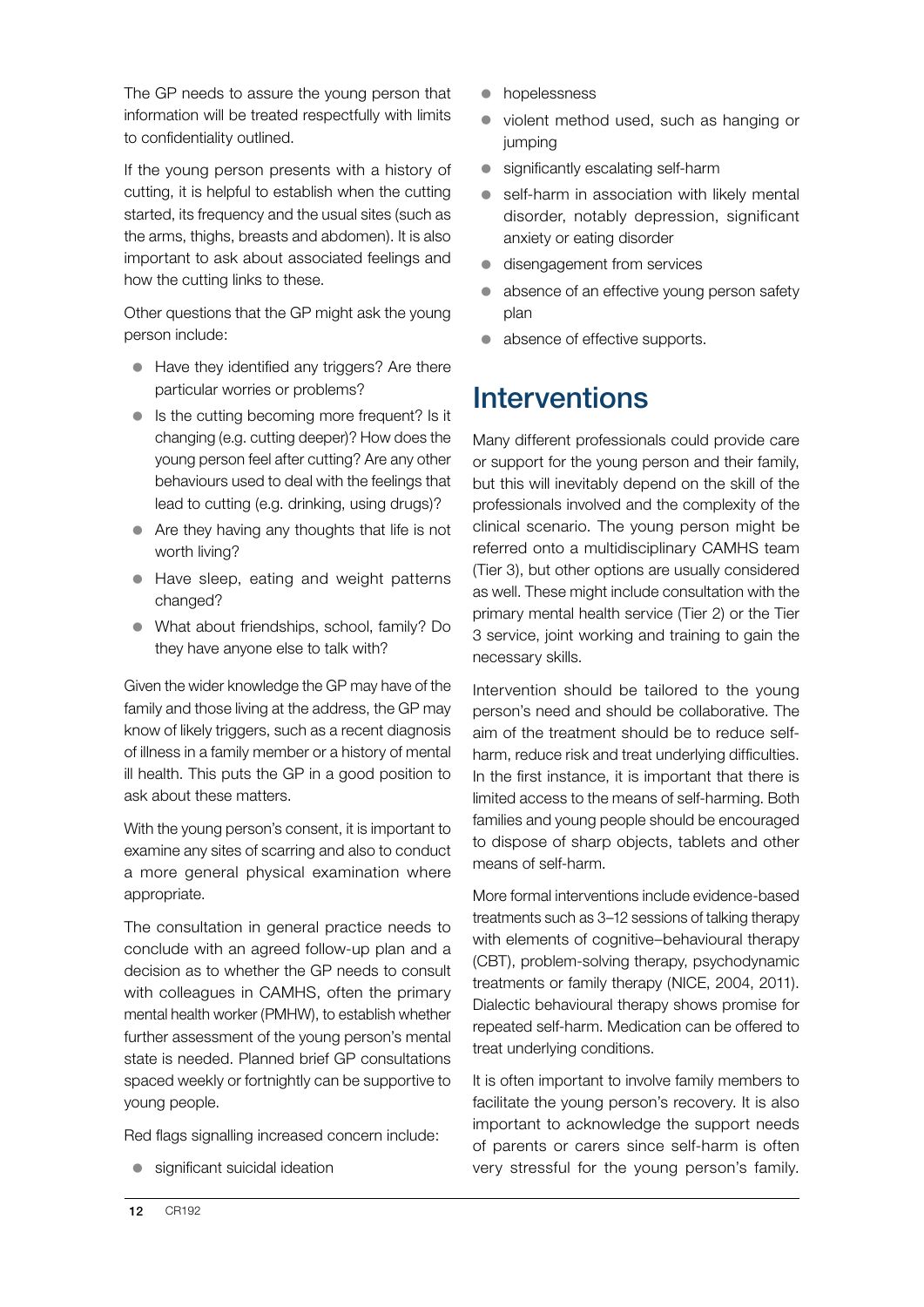The GP needs to assure the young person that information will be treated respectfully with limits to confidentiality outlined.

If the young person presents with a history of cutting, it is helpful to establish when the cutting started, its frequency and the usual sites (such as the arms, thighs, breasts and abdomen). It is also important to ask about associated feelings and how the cutting links to these.

Other questions that the GP might ask the young person include:

- Have they identified any triggers? Are there particular worries or problems?
- Is the cutting becoming more frequent? Is it changing (e.g. cutting deeper)? How does the young person feel after cutting? Are any other behaviours used to deal with the feelings that lead to cutting (e.g. drinking, using drugs)?
- Are they having any thoughts that life is not worth living?
- Have sleep, eating and weight patterns changed?
- What about friendships, school, family? Do they have anyone else to talk with?

Given the wider knowledge the GP may have of the family and those living at the address, the GP may know of likely triggers, such as a recent diagnosis of illness in a family member or a history of mental ill health. This puts the GP in a good position to ask about these matters.

With the young person's consent, it is important to examine any sites of scarring and also to conduct a more general physical examination where appropriate.

The consultation in general practice needs to conclude with an agreed follow-up plan and a decision as to whether the GP needs to consult with colleagues in CAMHS, often the primary mental health worker (PMHW), to establish whether further assessment of the young person's mental state is needed. Planned brief GP consultations spaced weekly or fortnightly can be supportive to young people.

Red flags signalling increased concern include:

- significant suicidal ideation
- hopelessness
- violent method used, such as hanging or jumping
- significantly escalating self-harm
- self-harm in association with likely mental disorder, notably depression, significant anxiety or eating disorder
- disengagement from services
- absence of an effective young person safety plan
- absence of effective supports.

## Interventions

Many different professionals could provide care or support for the young person and their family, but this will inevitably depend on the skill of the professionals involved and the complexity of the clinical scenario. The young person might be referred onto a multidisciplinary CAMHS team (Tier 3), but other options are usually considered as well. These might include consultation with the primary mental health service (Tier 2) or the Tier 3 service, joint working and training to gain the necessary skills.

Intervention should be tailored to the young person's need and should be collaborative. The aim of the treatment should be to reduce self-harm, reduce risk and treat underlying difficulties. In the first instance, it is important that there is limited access to the means of self-harming. Both families and young people should be encouraged to dispose of sharp objects, tablets and other means of self-harm.

More formal interventions include evidence-based treatments such as 3–12 sessions of talking therapy with elements of cognitive–behavioural therapy (CBT), problem-solving therapy, psychodynamic treatments or family therapy (NICE, 2004, 2011). Dialectic behavioural therapy shows promise for repeated self-harm. Medication can be offered to treat underlying conditions.

It is often important to involve family members to facilitate the young person's recovery. It is also important to acknowledge the support needs of parents or carers since self-harm is often very stressful for the young person's family.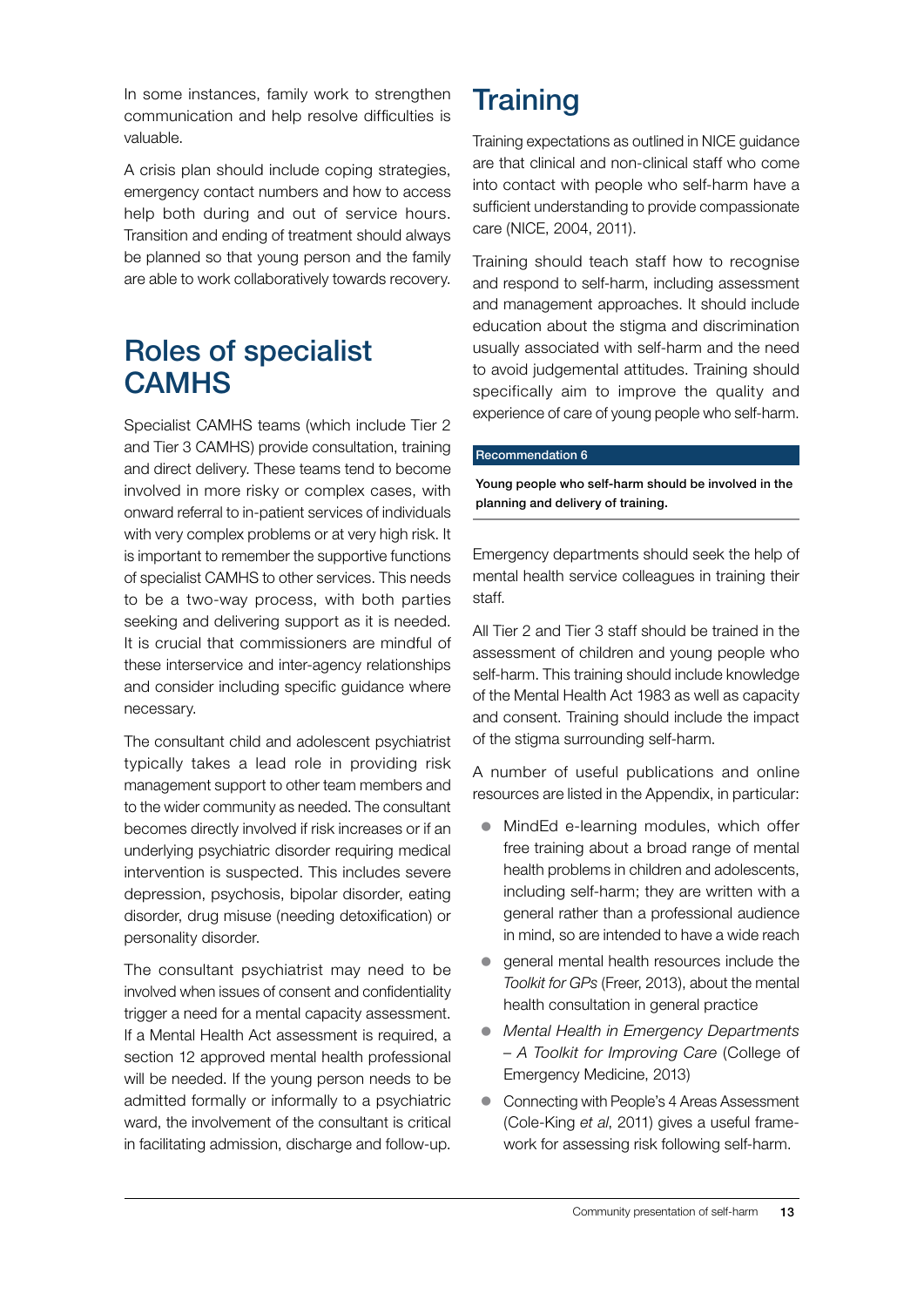In some instances, family work to strengthen communication and help resolve difficulties is valuable.

A crisis plan should include coping strategies, emergency contact numbers and how to access help both during and out of service hours. Transition and ending of treatment should always be planned so that young person and the family are able to work collaboratively towards recovery.

## Roles of specialist CAMHS

Specialist CAMHS teams (which include Tier 2 and Tier 3 CAMHS) provide consultation, training and direct delivery. These teams tend to become involved in more risky or complex cases, with onward referral to in-patient services of individuals with very complex problems or at very high risk. It is important to remember the supportive functions of specialist CAMHS to other services. This needs to be a two-way process, with both parties seeking and delivering support as it is needed. It is crucial that commissioners are mindful of these interservice and inter-agency relationships and consider including specific guidance where necessary.

The consultant child and adolescent psychiatrist typically takes a lead role in providing risk management support to other team members and to the wider community as needed. The consultant becomes directly involved if risk increases or if an underlying psychiatric disorder requiring medical intervention is suspected. This includes severe depression, psychosis, bipolar disorder, eating disorder, drug misuse (needing detoxification) or personality disorder.

The consultant psychiatrist may need to be involved when issues of consent and confidentiality trigger a need for a mental capacity assessment. If a Mental Health Act assessment is required, a section 12 approved mental health professional will be needed. If the young person needs to be admitted formally or informally to a psychiatric ward, the involvement of the consultant is critical in facilitating admission, discharge and follow-up.

## Training

Training expectations as outlined in NICE guidance are that clinical and non-clinical staff who come into contact with people who self-harm have a sufficient understanding to provide compassionate care (NICE, 2004, 2011).

Training should teach staff how to recognise and respond to self-harm, including assessment and management approaches. It should include education about the stigma and discrimination usually associated with self-harm and the need to avoid judgemental attitudes. Training should specifically aim to improve the quality and experience of care of young people who self-harm.

**Recommendation 6**

**Young people who self-harm should be involved in the planning and delivery of training.**

Emergency departments should seek the help of mental health service colleagues in training their staff.

All Tier 2 and Tier 3 staff should be trained in the assessment of children and young people who self-harm. This training should include knowledge of the Mental Health Act 1983 as well as capacity and consent. Training should include the impact of the stigma surrounding self-harm.

A number of useful publications and online resources are listed in the Appendix, in particular:

- MindEd e-learning modules, which offer free training about a broad range of mental health problems in children and adolescents, including self-harm; they are written with a general rather than a professional audience in mind, so are intended to have a wide reach
- general mental health resources include the *Toolkit for GPs* (Freer, 2013), about the mental health consultation in general practice
- *Mental Health in Emergency Departments – A Toolkit for Improving Care* (College of Emergency Medicine, 2013)
- Connecting with People's 4 Areas Assessment (Cole-King *et al*, 2011) gives a useful framework for assessing risk following self-harm.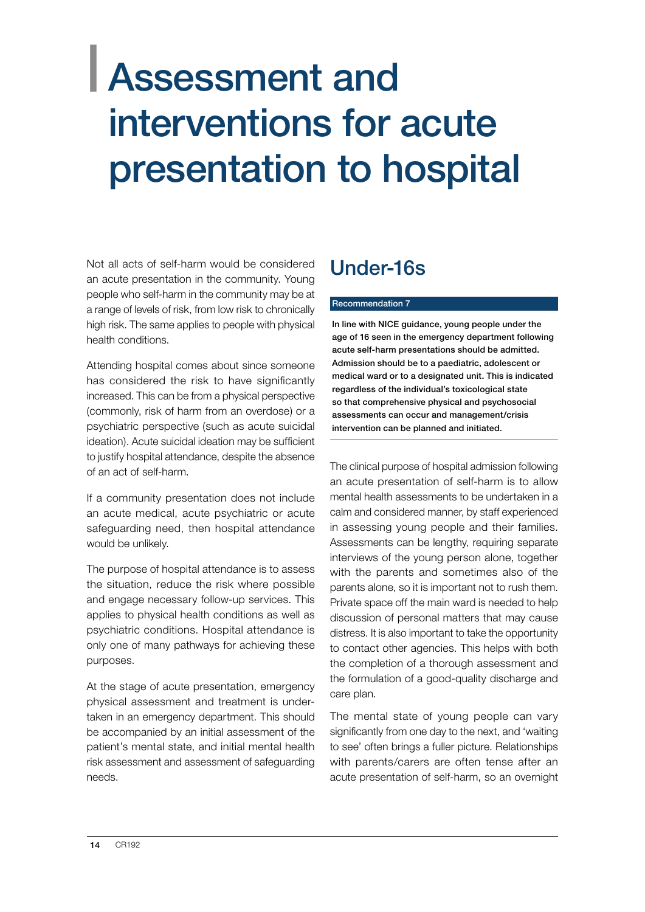# Assessment and interventions for acute presentation to hospital

Not all acts of self-harm would be considered an acute presentation in the community. Young people who self-harm in the community may be at a range of levels of risk, from low risk to chronically high risk. The same applies to people with physical health conditions.

Attending hospital comes about since someone has considered the risk to have significantly increased. This can be from a physical perspective (commonly, risk of harm from an overdose) or a psychiatric perspective (such as acute suicidal ideation). Acute suicidal ideation may be sufficient to justify hospital attendance, despite the absence of an act of self-harm.

If a community presentation does not include an acute medical, acute psychiatric or acute safeguarding need, then hospital attendance would be unlikely.

The purpose of hospital attendance is to assess the situation, reduce the risk where possible and engage necessary follow-up services. This applies to physical health conditions as well as psychiatric conditions. Hospital attendance is only one of many pathways for achieving these purposes.

At the stage of acute presentation, emergency physical assessment and treatment is undertaken in an emergency department. This should be accompanied by an initial assessment of the patient's mental state, and initial mental health risk assessment and assessment of safeguarding needs.

## Under-16s

**Recommendation 7**

**In line with NICE guidance, young people under the age of 16 seen in the emergency department following acute self-harm presentations should be admitted. Admission should be to a paediatric, adolescent or medical ward or to a designated unit. This is indicated regardless of the individual's toxicological state so that comprehensive physical and psychosocial assessments can occur and management/crisis intervention can be planned and initiated.**

The clinical purpose of hospital admission following an acute presentation of self-harm is to allow mental health assessments to be undertaken in a calm and considered manner, by staff experienced in assessing young people and their families. Assessments can be lengthy, requiring separate interviews of the young person alone, together with the parents and sometimes also of the parents alone, so it is important not to rush them. Private space off the main ward is needed to help discussion of personal matters that may cause distress. It is also important to take the opportunity to contact other agencies. This helps with both the completion of a thorough assessment and the formulation of a good-quality discharge and care plan.

The mental state of young people can vary significantly from one day to the next, and 'waiting to see' often brings a fuller picture. Relationships with parents/carers are often tense after an acute presentation of self-harm, so an overnight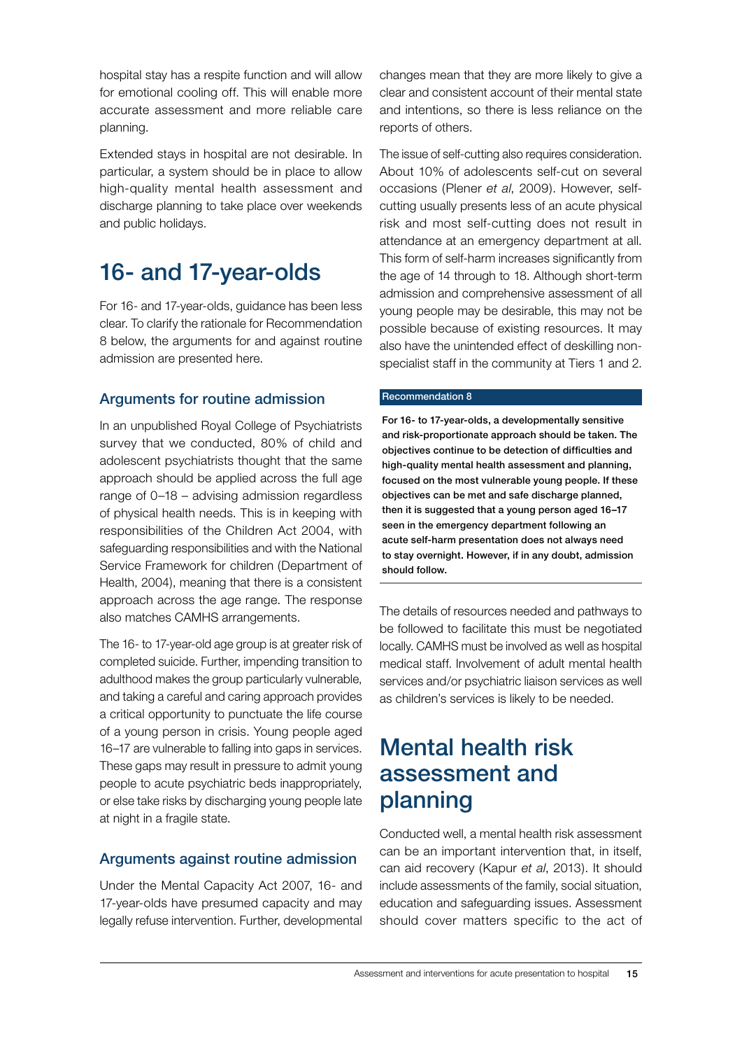hospital stay has a respite function and will allow for emotional cooling off. This will enable more accurate assessment and more reliable care planning.

Extended stays in hospital are not desirable. In particular, a system should be in place to allow high-quality mental health assessment and discharge planning to take place over weekends and public holidays.

# 16- and 17-year-olds

For 16- and 17-year-olds, guidance has been less clear. To clarify the rationale for Recommendation 8 below, the arguments for and against routine admission are presented here.

## Arguments for routine admission

In an unpublished Royal College of Psychiatrists survey that we conducted, 80% of child and adolescent psychiatrists thought that the same approach should be applied across the full age range of 0–18 – advising admission regardless of physical health needs. This is in keeping with responsibilities of the Children Act 2004, with safeguarding responsibilities and with the National Service Framework for children (Department of Health, 2004), meaning that there is a consistent approach across the age range. The response also matches CAMHS arrangements.

The 16- to 17-year-old age group is at greater risk of completed suicide. Further, impending transition to adulthood makes the group particularly vulnerable, and taking a careful and caring approach provides a critical opportunity to punctuate the life course of a young person in crisis. Young people aged 16–17 are vulnerable to falling into gaps in services. These gaps may result in pressure to admit young people to acute psychiatric beds inappropriately, or else take risks by discharging young people late at night in a fragile state.

## Arguments against routine admission

Under the Mental Capacity Act 2007, 16- and 17-year-olds have presumed capacity and may legally refuse intervention. Further, developmental changes mean that they are more likely to give a clear and consistent account of their mental state and intentions, so there is less reliance on the reports of others.

The issue of self-cutting also requires consideration. About 10% of adolescents self-cut on several occasions (Plener *et al*, 2009). However, self-cutting usually presents less of an acute physical risk and most self-cutting does not result in attendance at an emergency department at all. This form of self-harm increases significantly from the age of 14 through to 18. Although short-term admission and comprehensive assessment of all young people may be desirable, this may not be possible because of existing resources. It may also have the unintended effect of deskilling non-specialist staff in the community at Tiers 1 and 2.

**Recommendation 8**

**For 16- to 17-year-olds, a developmentally sensitive and risk-proportionate approach should be taken. The objectives continue to be detection of difficulties and high-quality mental health assessment and planning, focused on the most vulnerable young people. If these objectives can be met and safe discharge planned, then it is suggested that a young person aged 16–17 seen in the emergency department following an acute self-harm presentation does not always need to stay overnight. However, if in any doubt, admission should follow.**

The details of resources needed and pathways to be followed to facilitate this must be negotiated locally. CAMHS must be involved as well as hospital medical staff. Involvement of adult mental health services and/or psychiatric liaison services as well as children's services is likely to be needed.

# Mental health risk assessment and planning

Conducted well, a mental health risk assessment can be an important intervention that, in itself, can aid recovery (Kapur *et al*, 2013). It should include assessments of the family, social situation, education and safeguarding issues. Assessment should cover matters specific to the act of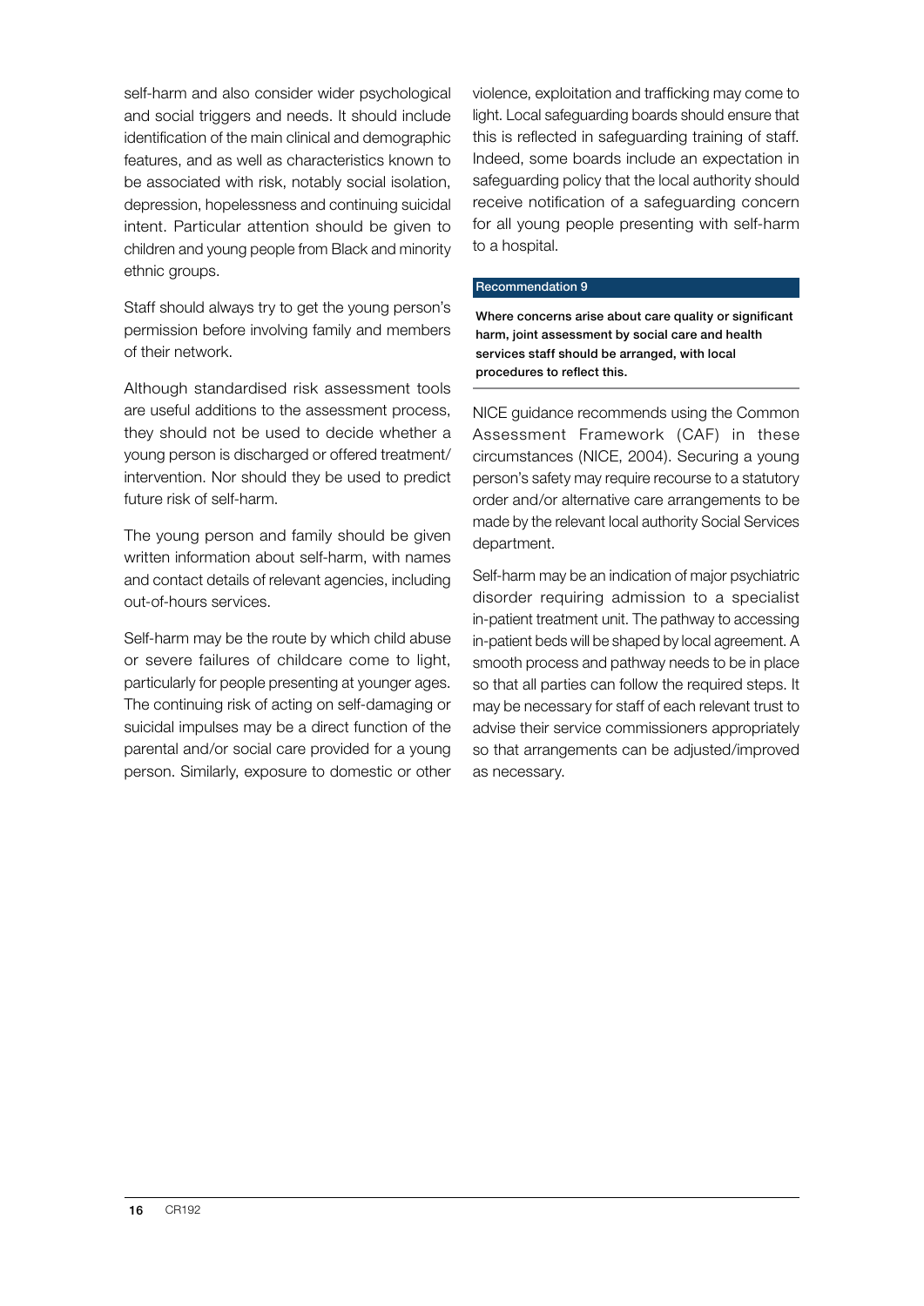self-harm and also consider wider psychological and social triggers and needs. It should include identification of the main clinical and demographic features, and as well as characteristics known to be associated with risk, notably social isolation, depression, hopelessness and continuing suicidal intent. Particular attention should be given to children and young people from Black and minority ethnic groups.

Staff should always try to get the young person's permission before involving family and members of their network.

Although standardised risk assessment tools are useful additions to the assessment process, they should not be used to decide whether a young person is discharged or offered treatment/intervention. Nor should they be used to predict future risk of self-harm.

The young person and family should be given written information about self-harm, with names and contact details of relevant agencies, including out-of-hours services.

Self-harm may be the route by which child abuse or severe failures of childcare come to light, particularly for people presenting at younger ages. The continuing risk of acting on self-damaging or suicidal impulses may be a direct function of the parental and/or social care provided for a young person. Similarly, exposure to domestic or other violence, exploitation and trafficking may come to light. Local safeguarding boards should ensure that this is reflected in safeguarding training of staff. Indeed, some boards include an expectation in safeguarding policy that the local authority should receive notification of a safeguarding concern for all young people presenting with self-harm to a hospital.

**Recommendation 9**

**Where concerns arise about care quality or significant harm, joint assessment by social care and health services staff should be arranged, with local procedures to reflect this.**

NICE guidance recommends using the Common Assessment Framework (CAF) in these circumstances (NICE, 2004). Securing a young person's safety may require recourse to a statutory order and/or alternative care arrangements to be made by the relevant local authority Social Services department.

Self-harm may be an indication of major psychiatric disorder requiring admission to a specialist in-patient treatment unit. The pathway to accessing in-patient beds will be shaped by local agreement. A smooth process and pathway needs to be in place so that all parties can follow the required steps. It may be necessary for staff of each relevant trust to advise their service commissioners appropriately so that arrangements can be adjusted/improved as necessary.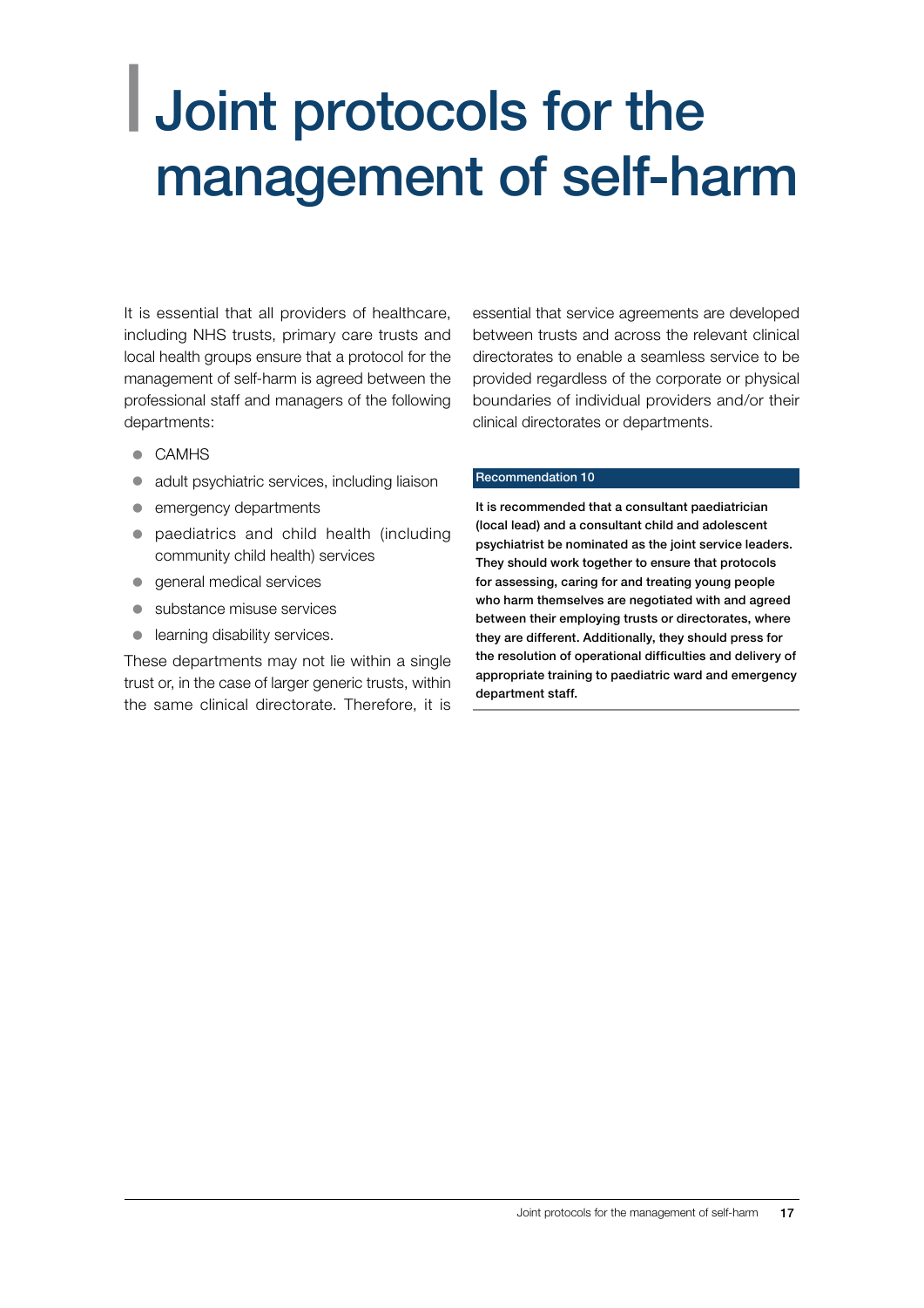# Joint protocols for the management of self-harm

It is essential that all providers of healthcare, including NHS trusts, primary care trusts and local health groups ensure that a protocol for the management of self-harm is agreed between the professional staff and managers of the following departments:

- CAMHS
- adult psychiatric services, including liaison
- emergency departments
- paediatrics and child health (including community child health) services
- general medical services
- substance misuse services
- learning disability services.

These departments may not lie within a single trust or, in the case of larger generic trusts, within the same clinical directorate. Therefore, it is essential that service agreements are developed between trusts and across the relevant clinical directorates to enable a seamless service to be provided regardless of the corporate or physical boundaries of individual providers and/or their clinical directorates or departments.

**Recommendation 10**

**It is recommended that a consultant paediatrician (local lead) and a consultant child and adolescent psychiatrist be nominated as the joint service leaders. They should work together to ensure that protocols for assessing, caring for and treating young people who harm themselves are negotiated with and agreed between their employing trusts or directorates, where they are different. Additionally, they should press for the resolution of operational difficulties and delivery of appropriate training to paediatric ward and emergency department staff.**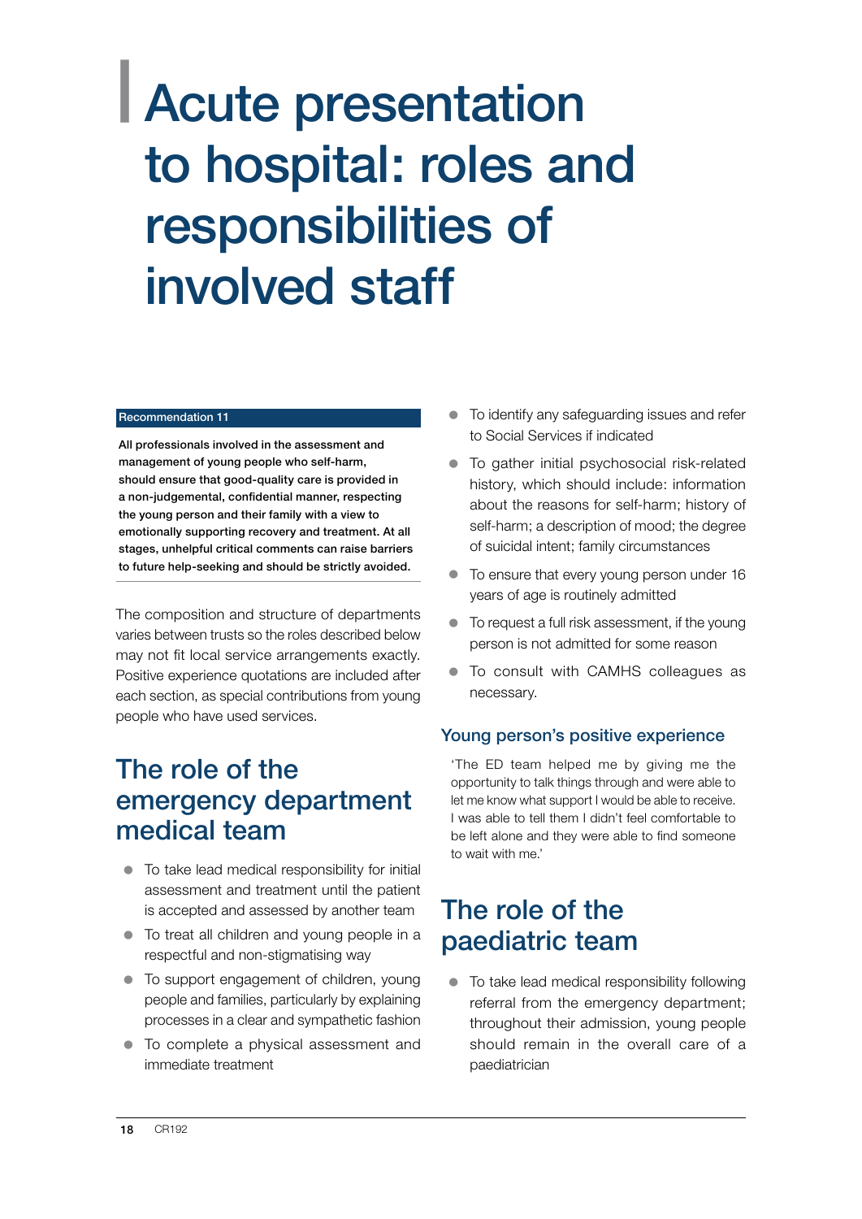# Acute presentation to hospital: roles and responsibilities of involved staff

**Recommendation 11**

**All professionals involved in the assessment and management of young people who self-harm, should ensure that good-quality care is provided in a non-judgemental, confidential manner, respecting the young person and their family with a view to emotionally supporting recovery and treatment. At all stages, unhelpful critical comments can raise barriers to future help-seeking and should be strictly avoided.**

The composition and structure of departments varies between trusts so the roles described below may not fit local service arrangements exactly. Positive experience quotations are included after each section, as special contributions from young people who have used services.

## The role of the emergency department medical team

- To take lead medical responsibility for initial assessment and treatment until the patient is accepted and assessed by another team
- To treat all children and young people in a respectful and non-stigmatising way
- To support engagement of children, young people and families, particularly by explaining processes in a clear and sympathetic fashion
- To complete a physical assessment and immediate treatment
- To identify any safeguarding issues and refer to Social Services if indicated
- To gather initial psychosocial risk-related history, which should include: information about the reasons for self-harm; history of self-harm; a description of mood; the degree of suicidal intent; family circumstances
- To ensure that every young person under 16 years of age is routinely admitted
- To request a full risk assessment, if the young person is not admitted for some reason
- To consult with CAMHS colleagues as necessary.

### Young person's positive experience

'The ED team helped me by giving me the opportunity to talk things through and were able to let me know what support I would be able to receive. I was able to tell them I didn't feel comfortable to be left alone and they were able to find someone to wait with me.'

## The role of the paediatric team

- To take lead medical responsibility following referral from the emergency department; throughout their admission, young people should remain in the overall care of a paediatrician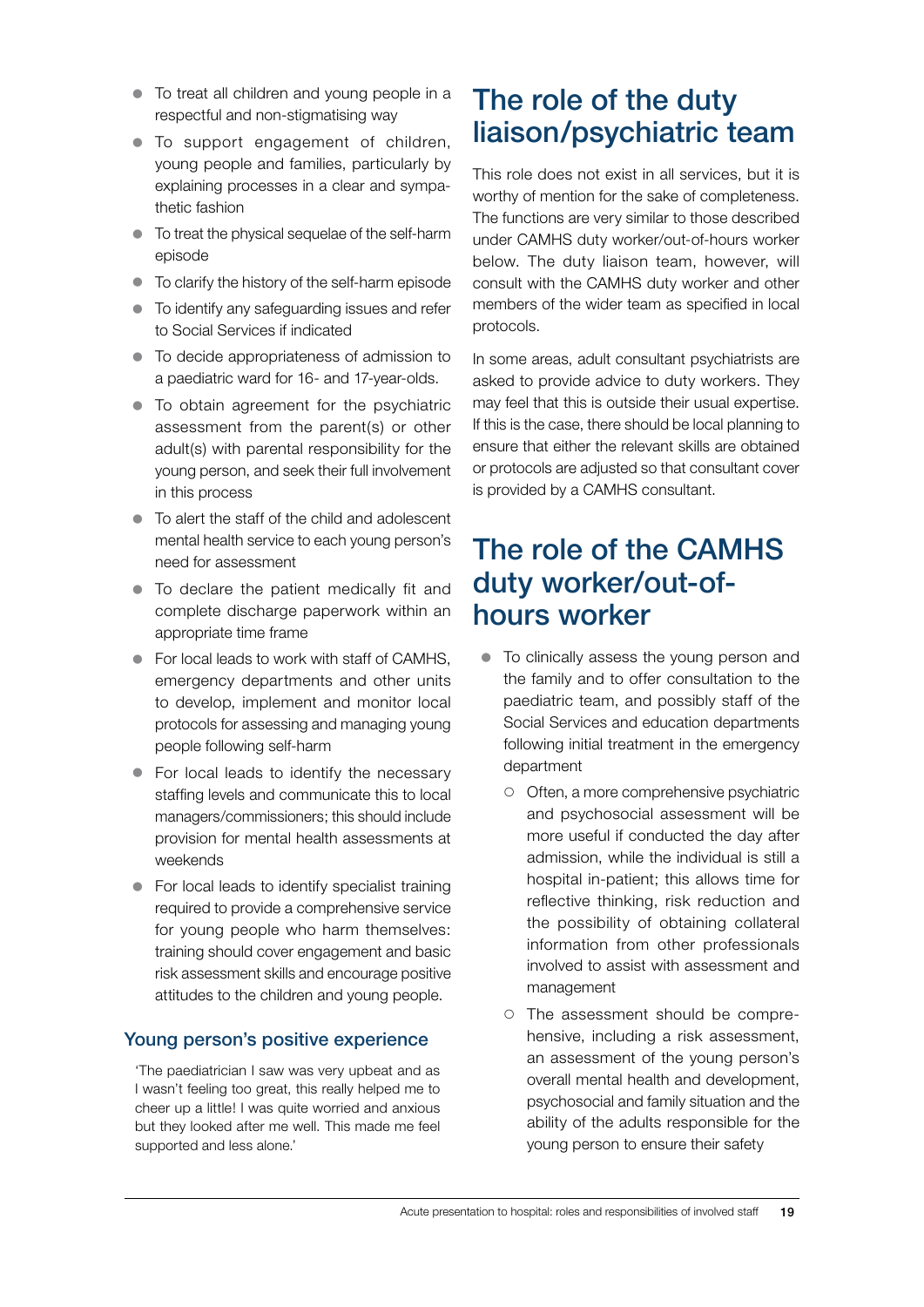- To treat all children and young people in a respectful and non-stigmatising way
- To support engagement of children, young people and families, particularly by explaining processes in a clear and sympathetic fashion
- To treat the physical sequelae of the self-harm episode
- To clarify the history of the self-harm episode
- To identify any safeguarding issues and refer to Social Services if indicated
- To decide appropriateness of admission to a paediatric ward for 16- and 17-year-olds.
- To obtain agreement for the psychiatric assessment from the parent(s) or other adult(s) with parental responsibility for the young person, and seek their full involvement in this process
- To alert the staff of the child and adolescent mental health service to each young person's need for assessment
- To declare the patient medically fit and complete discharge paperwork within an appropriate time frame
- For local leads to work with staff of CAMHS, emergency departments and other units to develop, implement and monitor local protocols for assessing and managing young people following self-harm
- For local leads to identify the necessary staffing levels and communicate this to local managers/commissioners; this should include provision for mental health assessments at weekends
- For local leads to identify specialist training required to provide a comprehensive service for young people who harm themselves: training should cover engagement and basic risk assessment skills and encourage positive attitudes to the children and young people.

### Young person's positive experience

'The paediatrician I saw was very upbeat and as I wasn't feeling too great, this really helped me to cheer up a little! I was quite worried and anxious but they looked after me well. This made me feel supported and less alone.'

## The role of the duty liaison/psychiatric team

This role does not exist in all services, but it is worthy of mention for the sake of completeness. The functions are very similar to those described under CAMHS duty worker/out-of-hours worker below. The duty liaison team, however, will consult with the CAMHS duty worker and other members of the wider team as specified in local protocols.

In some areas, adult consultant psychiatrists are asked to provide advice to duty workers. They may feel that this is outside their usual expertise. If this is the case, there should be local planning to ensure that either the relevant skills are obtained or protocols are adjusted so that consultant cover is provided by a CAMHS consultant.

## The role of the CAMHS duty worker/out-of-hours worker

- To clinically assess the young person and the family and to offer consultation to the paediatric team, and possibly staff of the Social Services and education departments following initial treatment in the emergency department
  - Often, a more comprehensive psychiatric and psychosocial assessment will be more useful if conducted the day after admission, while the individual is still a hospital in-patient; this allows time for reflective thinking, risk reduction and the possibility of obtaining collateral information from other professionals involved to assist with assessment and management
  - The assessment should be comprehensive, including a risk assessment, an assessment of the young person's overall mental health and development, psychosocial and family situation and the ability of the adults responsible for the young person to ensure their safety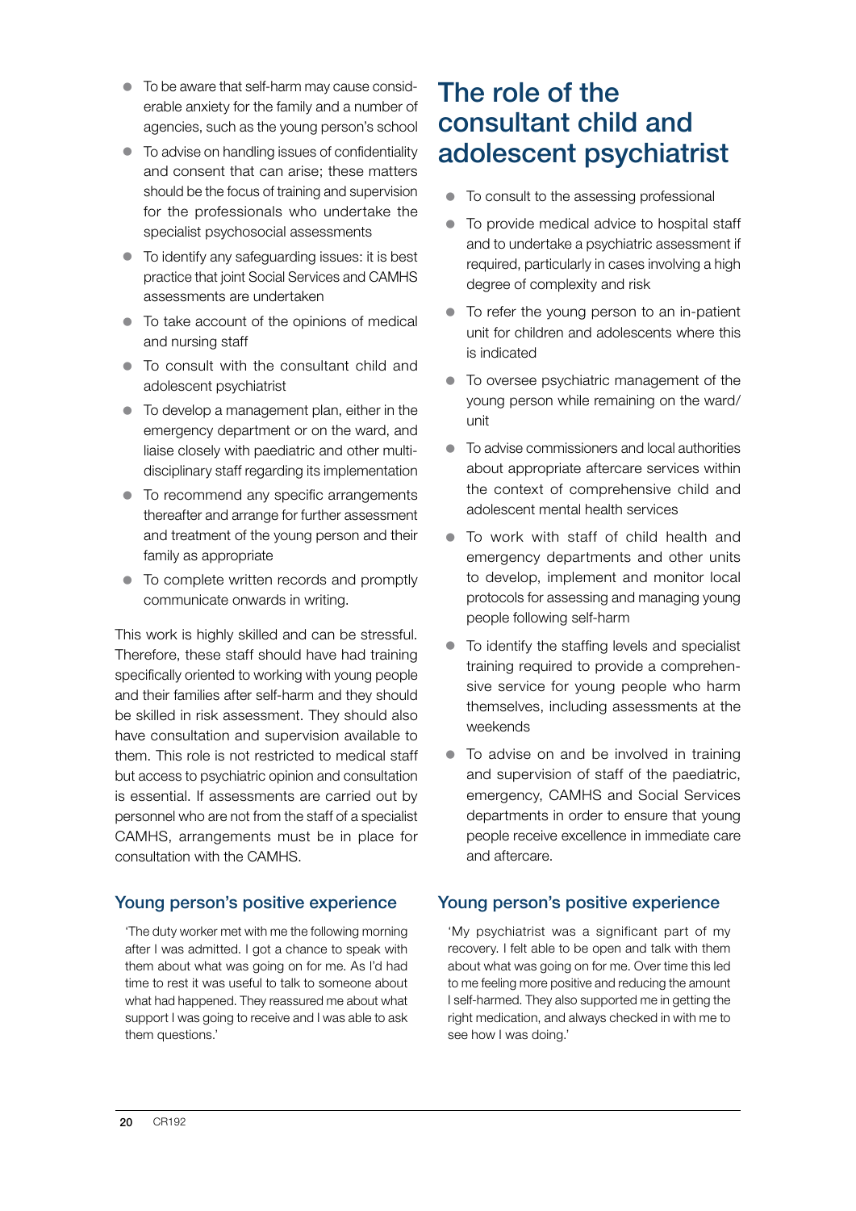- To be aware that self-harm may cause considerable anxiety for the family and a number of agencies, such as the young person's school
- To advise on handling issues of confidentiality and consent that can arise; these matters should be the focus of training and supervision for the professionals who undertake the specialist psychosocial assessments
- To identify any safeguarding issues: it is best practice that joint Social Services and CAMHS assessments are undertaken
- To take account of the opinions of medical and nursing staff
- To consult with the consultant child and adolescent psychiatrist
- To develop a management plan, either in the emergency department or on the ward, and liaise closely with paediatric and other multidisciplinary staff regarding its implementation
- To recommend any specific arrangements thereafter and arrange for further assessment and treatment of the young person and their family as appropriate
- To complete written records and promptly communicate onwards in writing.

This work is highly skilled and can be stressful. Therefore, these staff should have had training specifically oriented to working with young people and their families after self-harm and they should be skilled in risk assessment. They should also have consultation and supervision available to them. This role is not restricted to medical staff but access to psychiatric opinion and consultation is essential. If assessments are carried out by personnel who are not from the staff of a specialist CAMHS, arrangements must be in place for consultation with the CAMHS.

### Young person's positive experience

'The duty worker met with me the following morning after I was admitted. I got a chance to speak with them about what was going on for me. As I'd had time to rest it was useful to talk to someone about what had happened. They reassured me about what support I was going to receive and I was able to ask them questions.'

## The role of the consultant child and adolescent psychiatrist

- To consult to the assessing professional
- To provide medical advice to hospital staff and to undertake a psychiatric assessment if required, particularly in cases involving a high degree of complexity and risk
- To refer the young person to an in-patient unit for children and adolescents where this is indicated
- To oversee psychiatric management of the young person while remaining on the ward/unit
- To advise commissioners and local authorities about appropriate aftercare services within the context of comprehensive child and adolescent mental health services
- To work with staff of child health and emergency departments and other units to develop, implement and monitor local protocols for assessing and managing young people following self-harm
- To identify the staffing levels and specialist training required to provide a comprehensive service for young people who harm themselves, including assessments at the weekends
- To advise on and be involved in training and supervision of staff of the paediatric, emergency, CAMHS and Social Services departments in order to ensure that young people receive excellence in immediate care and aftercare.

### Young person's positive experience

'My psychiatrist was a significant part of my recovery. I felt able to be open and talk with them about what was going on for me. Over time this led to me feeling more positive and reducing the amount I self-harmed. They also supported me in getting the right medication, and always checked in with me to see how I was doing.'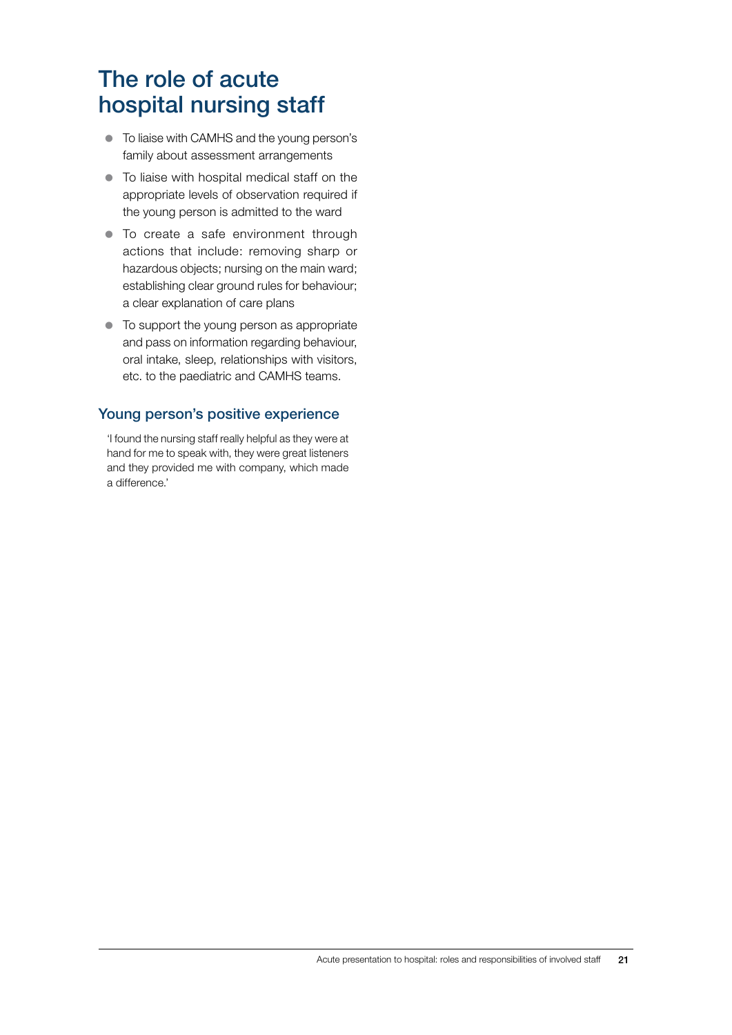# The role of acute hospital nursing staff

- To liaise with CAMHS and the young person's family about assessment arrangements
- To liaise with hospital medical staff on the appropriate levels of observation required if the young person is admitted to the ward
- To create a safe environment through actions that include: removing sharp or hazardous objects; nursing on the main ward; establishing clear ground rules for behaviour; a clear explanation of care plans
- To support the young person as appropriate and pass on information regarding behaviour, oral intake, sleep, relationships with visitors, etc. to the paediatric and CAMHS teams.

## Young person's positive experience

'I found the nursing staff really helpful as they were at hand for me to speak with, they were great listeners and they provided me with company, which made a difference.'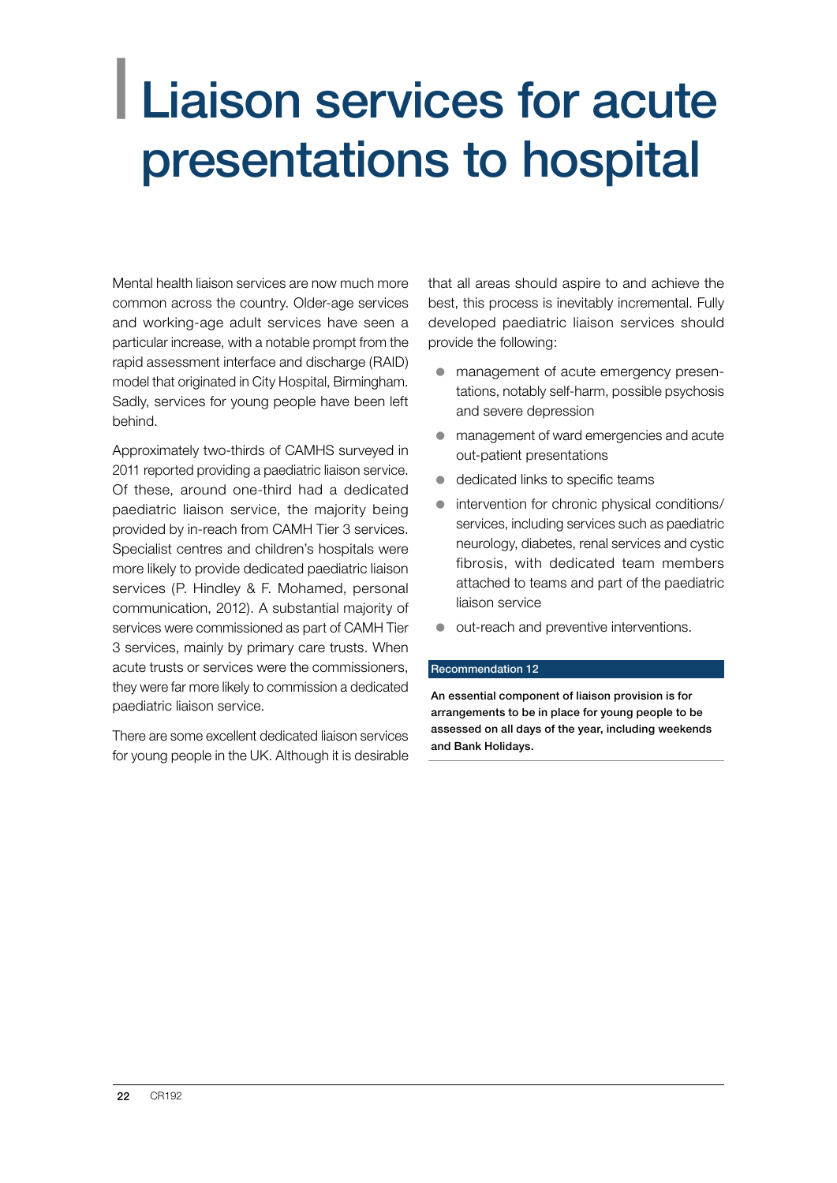# Liaison services for acute presentations to hospital

Mental health liaison services are now much more common across the country. Older-age services and working-age adult services have seen a particular increase, with a notable prompt from the rapid assessment interface and discharge (RAID) model that originated in City Hospital, Birmingham. Sadly, services for young people have been left behind.

Approximately two-thirds of CAMHS surveyed in 2011 reported providing a paediatric liaison service. Of these, around one-third had a dedicated paediatric liaison service, the majority being provided by in-reach from CAMH Tier 3 services. Specialist centres and children's hospitals were more likely to provide dedicated paediatric liaison services (P. Hindley & F. Mohamed, personal communication, 2012). A substantial majority of services were commissioned as part of CAMH Tier 3 services, mainly by primary care trusts. When acute trusts or services were the commissioners, they were far more likely to commission a dedicated paediatric liaison service.

There are some excellent dedicated liaison services for young people in the UK. Although it is desirable that all areas should aspire to and achieve the best, this process is inevitably incremental. Fully developed paediatric liaison services should provide the following:

- management of acute emergency presentations, notably self-harm, possible psychosis and severe depression
- management of ward emergencies and acute out-patient presentations
- dedicated links to specific teams
- intervention for chronic physical conditions/services, including services such as paediatric neurology, diabetes, renal services and cystic fibrosis, with dedicated team members attached to teams and part of the paediatric liaison service
- out-reach and preventive interventions.

**Recommendation 12**

**An essential component of liaison provision is for arrangements to be in place for young people to be assessed on all days of the year, including weekends and Bank Holidays.**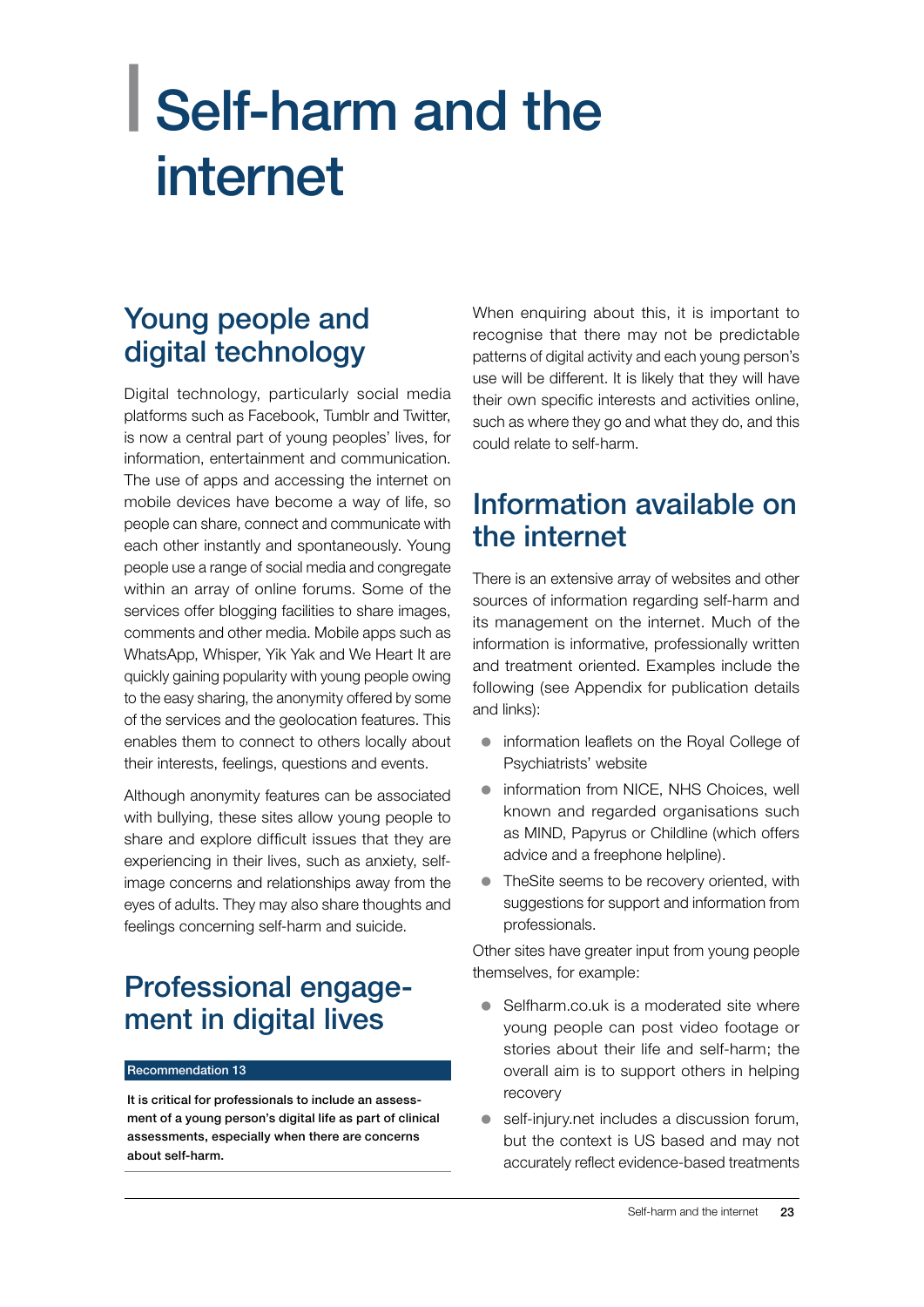# Self-harm and the internet

## Young people and digital technology

Digital technology, particularly social media platforms such as Facebook, Tumblr and Twitter, is now a central part of young peoples' lives, for information, entertainment and communication. The use of apps and accessing the internet on mobile devices have become a way of life, so people can share, connect and communicate with each other instantly and spontaneously. Young people use a range of social media and congregate within an array of online forums. Some of the services offer blogging facilities to share images, comments and other media. Mobile apps such as WhatsApp, Whisper, Yik Yak and We Heart It are quickly gaining popularity with young people owing to the easy sharing, the anonymity offered by some of the services and the geolocation features. This enables them to connect to others locally about their interests, feelings, questions and events.

Although anonymity features can be associated with bullying, these sites allow young people to share and explore difficult issues that they are experiencing in their lives, such as anxiety, self-image concerns and relationships away from the eyes of adults. They may also share thoughts and feelings concerning self-harm and suicide.

## Professional engagement in digital lives

**Recommendation 13**

**It is critical for professionals to include an assessment of a young person's digital life as part of clinical assessments, especially when there are concerns about self-harm.**

When enquiring about this, it is important to recognise that there may not be predictable patterns of digital activity and each young person's use will be different. It is likely that they will have their own specific interests and activities online, such as where they go and what they do, and this could relate to self-harm.

## Information available on the internet

There is an extensive array of websites and other sources of information regarding self-harm and its management on the internet. Much of the information is informative, professionally written and treatment oriented. Examples include the following (see Appendix for publication details and links):

- information leaflets on the Royal College of Psychiatrists' website
- information from NICE, NHS Choices, well known and regarded organisations such as MIND, Papyrus or Childline (which offers advice and a freephone helpline).
- TheSite seems to be recovery oriented, with suggestions for support and information from professionals.

Other sites have greater input from young people themselves, for example:

- Selfharm.co.uk is a moderated site where young people can post video footage or stories about their life and self-harm; the overall aim is to support others in helping recovery
- self-injury.net includes a discussion forum, but the context is US based and may not accurately reflect evidence-based treatments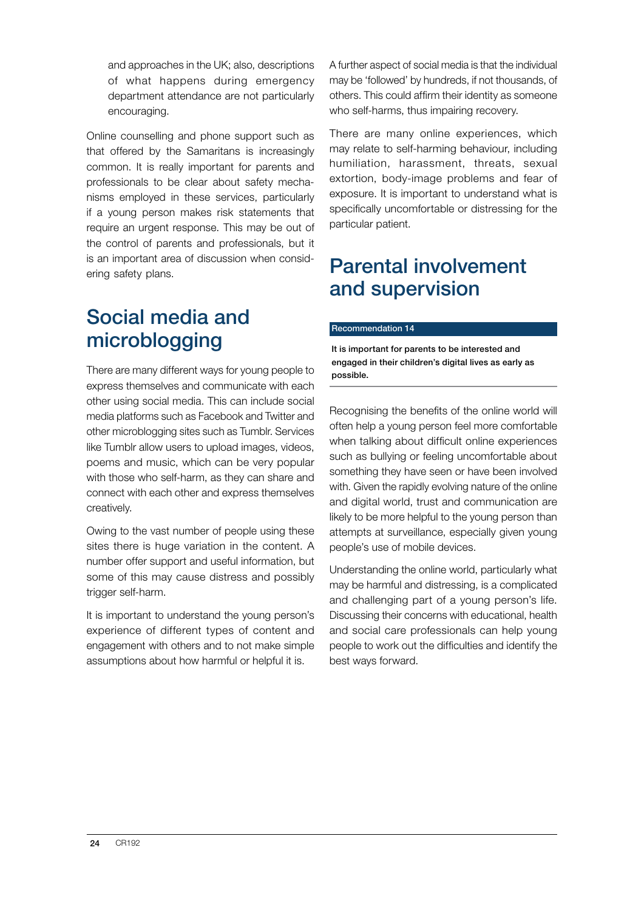and approaches in the UK; also, descriptions of what happens during emergency department attendance are not particularly encouraging.

Online counselling and phone support such as that offered by the Samaritans is increasingly common. It is really important for parents and professionals to be clear about safety mechanisms employed in these services, particularly if a young person makes risk statements that require an urgent response. This may be out of the control of parents and professionals, but it is an important area of discussion when considering safety plans.

## Social media and microblogging

There are many different ways for young people to express themselves and communicate with each other using social media. This can include social media platforms such as Facebook and Twitter and other microblogging sites such as Tumblr. Services like Tumblr allow users to upload images, videos, poems and music, which can be very popular with those who self-harm, as they can share and connect with each other and express themselves creatively.

Owing to the vast number of people using these sites there is huge variation in the content. A number offer support and useful information, but some of this may cause distress and possibly trigger self-harm.

It is important to understand the young person's experience of different types of content and engagement with others and to not make simple assumptions about how harmful or helpful it is.

A further aspect of social media is that the individual may be 'followed' by hundreds, if not thousands, of others. This could affirm their identity as someone who self-harms, thus impairing recovery.

There are many online experiences, which may relate to self-harming behaviour, including humiliation, harassment, threats, sexual extortion, body-image problems and fear of exposure. It is important to understand what is specifically uncomfortable or distressing for the particular patient.

## Parental involvement and supervision

**Recommendation 14**

**It is important for parents to be interested and engaged in their children's digital lives as early as possible.**

Recognising the benefits of the online world will often help a young person feel more comfortable when talking about difficult online experiences such as bullying or feeling uncomfortable about something they have seen or have been involved with. Given the rapidly evolving nature of the online and digital world, trust and communication are likely to be more helpful to the young person than attempts at surveillance, especially given young people's use of mobile devices.

Understanding the online world, particularly what may be harmful and distressing, is a complicated and challenging part of a young person's life. Discussing their concerns with educational, health and social care professionals can help young people to work out the difficulties and identify the best ways forward.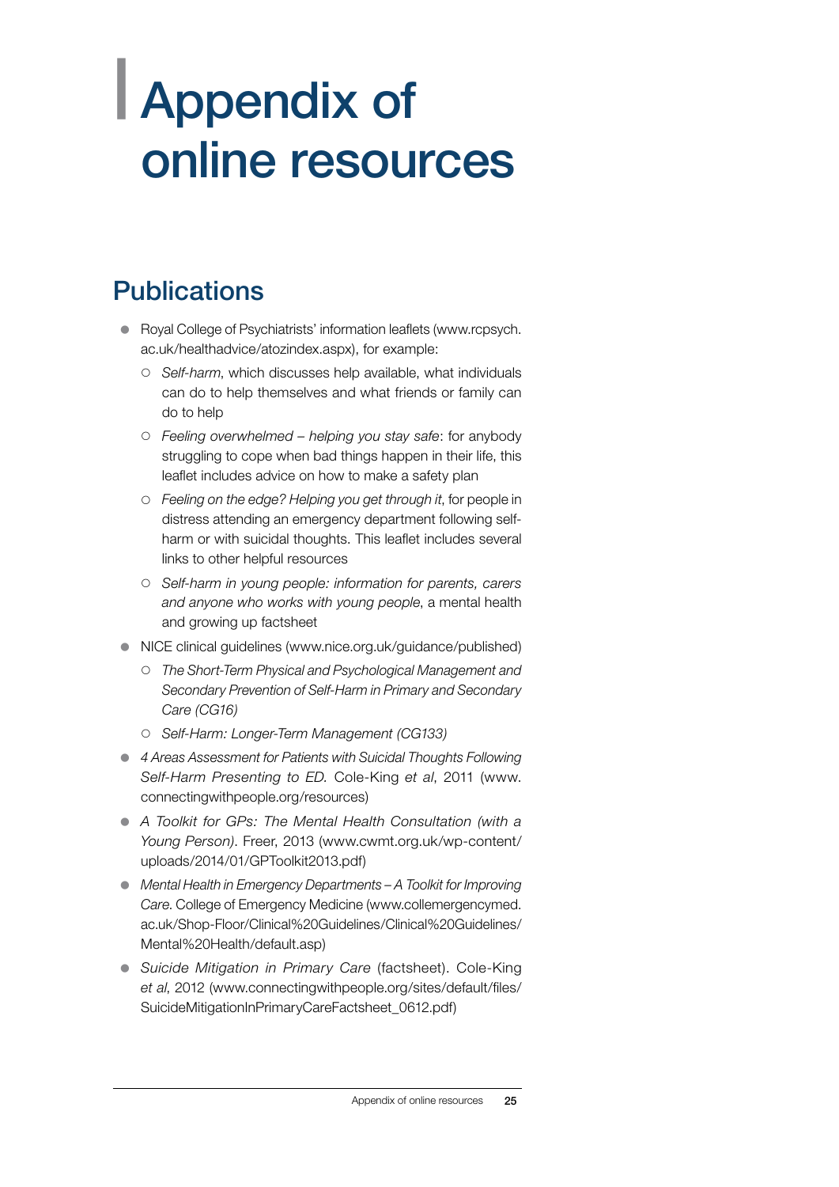# Appendix of online resources

## Publications

- Royal College of Psychiatrists' information leaflets (www.rcpsych.ac.uk/healthadvice/atozindex.aspx), for example:
  - *Self-harm*, which discusses help available, what individuals can do to help themselves and what friends or family can do to help
  - *Feeling overwhelmed – helping you stay safe*: for anybody struggling to cope when bad things happen in their life, this leaflet includes advice on how to make a safety plan
  - *Feeling on the edge? Helping you get through it*, for people in distress attending an emergency department following self-harm or with suicidal thoughts. This leaflet includes several links to other helpful resources
  - *Self-harm in young people: information for parents, carers and anyone who works with young people*, a mental health and growing up factsheet
- NICE clinical guidelines (www.nice.org.uk/guidance/published)
  - *The Short-Term Physical and Psychological Management and Secondary Prevention of Self-Harm in Primary and Secondary Care (CG16)*
  - *Self-Harm: Longer-Term Management (CG133)*
- *4 Areas Assessment for Patients with Suicidal Thoughts Following Self-Harm Presenting to ED.* Cole-King *et al*, 2011 (www.connectingwithpeople.org/resources)
- *A Toolkit for GPs: The Mental Health Consultation (with a Young Person)*. Freer, 2013 (www.cwmt.org.uk/wp-content/uploads/2014/01/GPToolkit2013.pdf)
- *Mental Health in Emergency Departments – A Toolkit for Improving Care*. College of Emergency Medicine (www.collemergencymed.ac.uk/Shop-Floor/Clinical%20Guidelines/Clinical%20Guidelines/Mental%20Health/default.asp)
- *Suicide Mitigation in Primary Care* (factsheet). Cole-King *et al*, 2012 (www.connectingwithpeople.org/sites/default/files/SuicideMitigationInPrimaryCareFactsheet_0612.pdf)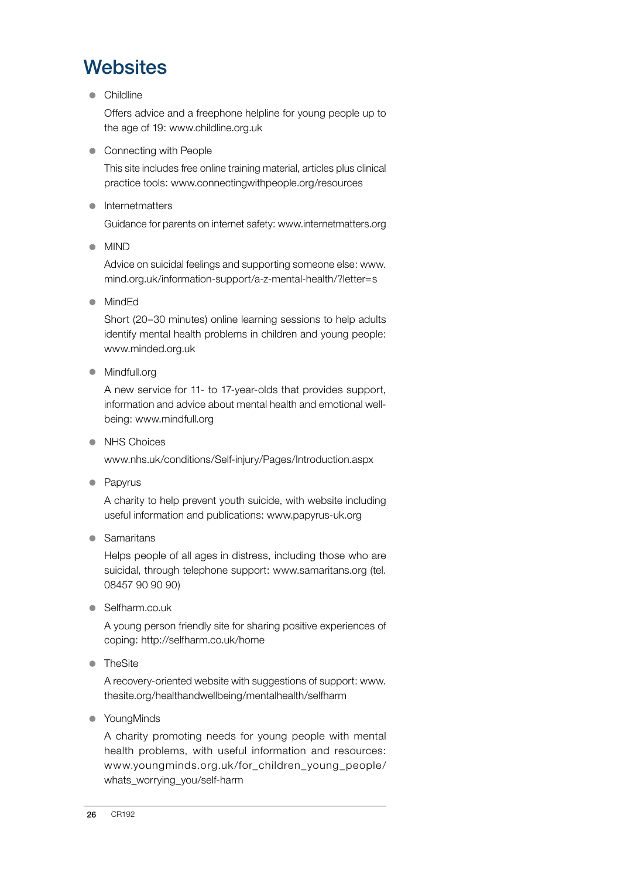## Websites

- Childline

  Offers advice and a freephone helpline for young people up to the age of 19: www.childline.org.uk

- Connecting with People

  This site includes free online training material, articles plus clinical practice tools: www.connectingwithpeople.org/resources

- Internetmatters

  Guidance for parents on internet safety: www.internetmatters.org

- MIND

  Advice on suicidal feelings and supporting someone else: www.mind.org.uk/information-support/a-z-mental-health/?letter=s

- MindEd

  Short (20–30 minutes) online learning sessions to help adults identify mental health problems in children and young people: www.minded.org.uk

- Mindfull.org

  A new service for 11- to 17-year-olds that provides support, information and advice about mental health and emotional well-being: www.mindfull.org

- NHS Choices

  www.nhs.uk/conditions/Self-injury/Pages/Introduction.aspx

- Papyrus

  A charity to help prevent youth suicide, with website including useful information and publications: www.papyrus-uk.org

- Samaritans

  Helps people of all ages in distress, including those who are suicidal, through telephone support: www.samaritans.org (tel. 08457 90 90 90)

- Selfharm.co.uk

  A young person friendly site for sharing positive experiences of coping: http://selfharm.co.uk/home

- TheSite

  A recovery-oriented website with suggestions of support: www.thesite.org/healthandwellbeing/mentalhealth/selfharm

- YoungMinds

  A charity promoting needs for young people with mental health problems, with useful information and resources: www.youngminds.org.uk/for_children_young_people/whats_worrying_you/self-harm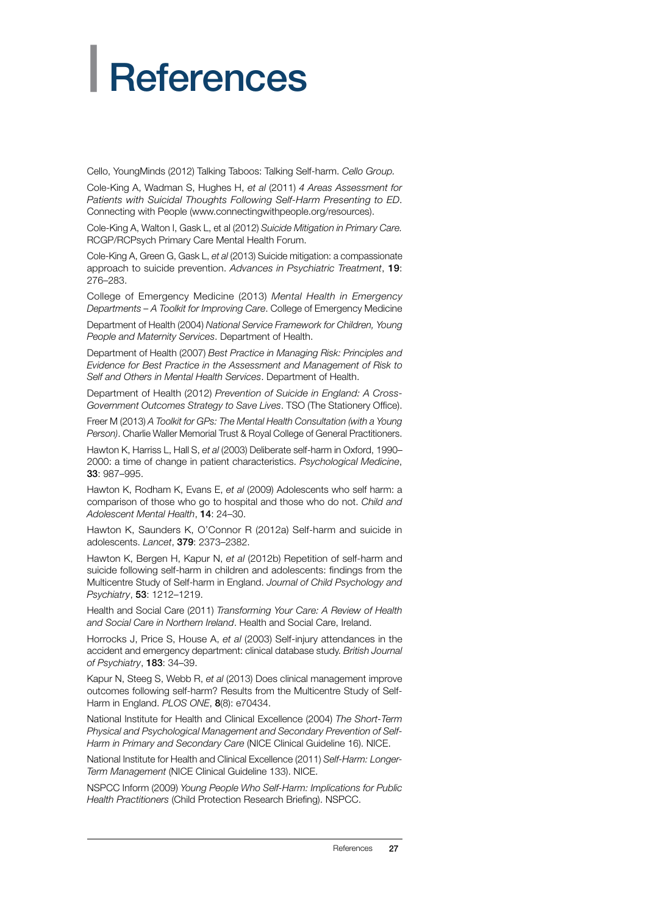# References

Cello, YoungMinds (2012) Talking Taboos: Talking Self-harm. *Cello Group.*

Cole-King A, Wadman S, Hughes H, *et al* (2011) *4 Areas Assessment for Patients with Suicidal Thoughts Following Self-Harm Presenting to ED*. Connecting with People (www.connectingwithpeople.org/resources).

Cole-King A, Walton I, Gask L, et al (2012) *Suicide Mitigation in Primary Care.* RCGP/RCPsych Primary Care Mental Health Forum.

Cole-King A, Green G, Gask L, *et al* (2013) Suicide mitigation: a compassionate approach to suicide prevention. *Advances in Psychiatric Treatment*, **19**: 276–283.

College of Emergency Medicine (2013) *Mental Health in Emergency Departments – A Toolkit for Improving Care*. College of Emergency Medicine

Department of Health (2004) *National Service Framework for Children, Young People and Maternity Services*. Department of Health.

Department of Health (2007) *Best Practice in Managing Risk: Principles and Evidence for Best Practice in the Assessment and Management of Risk to Self and Others in Mental Health Services*. Department of Health.

Department of Health (2012) *Prevention of Suicide in England: A Cross-Government Outcomes Strategy to Save Lives*. TSO (The Stationery Office).

Freer M (2013) *A Toolkit for GPs: The Mental Health Consultation (with a Young Person)*. Charlie Waller Memorial Trust & Royal College of General Practitioners.

Hawton K, Harriss L, Hall S, *et al* (2003) Deliberate self-harm in Oxford, 1990–2000: a time of change in patient characteristics. *Psychological Medicine*, **33**: 987–995.

Hawton K, Rodham K, Evans E, *et al* (2009) Adolescents who self harm: a comparison of those who go to hospital and those who do not. *Child and Adolescent Mental Health*, **14**: 24–30.

Hawton K, Saunders K, O'Connor R (2012a) Self-harm and suicide in adolescents. *Lancet*, **379**: 2373–2382.

Hawton K, Bergen H, Kapur N, *et al* (2012b) Repetition of self-harm and suicide following self-harm in children and adolescents: findings from the Multicentre Study of Self-harm in England. *Journal of Child Psychology and Psychiatry*, **53**: 1212–1219.

Health and Social Care (2011) *Transforming Your Care: A Review of Health and Social Care in Northern Ireland*. Health and Social Care, Ireland.

Horrocks J, Price S, House A, *et al* (2003) Self-injury attendances in the accident and emergency department: clinical database study. *British Journal of Psychiatry*, **183**: 34–39.

Kapur N, Steeg S, Webb R, *et al* (2013) Does clinical management improve outcomes following self-harm? Results from the Multicentre Study of Self-Harm in England. *PLOS ONE*, **8**(8): e70434.

National Institute for Health and Clinical Excellence (2004) *The Short-Term Physical and Psychological Management and Secondary Prevention of Self-Harm in Primary and Secondary Care* (NICE Clinical Guideline 16). NICE.

National Institute for Health and Clinical Excellence (2011) *Self-Harm: Longer-Term Management* (NICE Clinical Guideline 133). NICE.

NSPCC Inform (2009) *Young People Who Self-Harm: Implications for Public Health Practitioners* (Child Protection Research Briefing). NSPCC.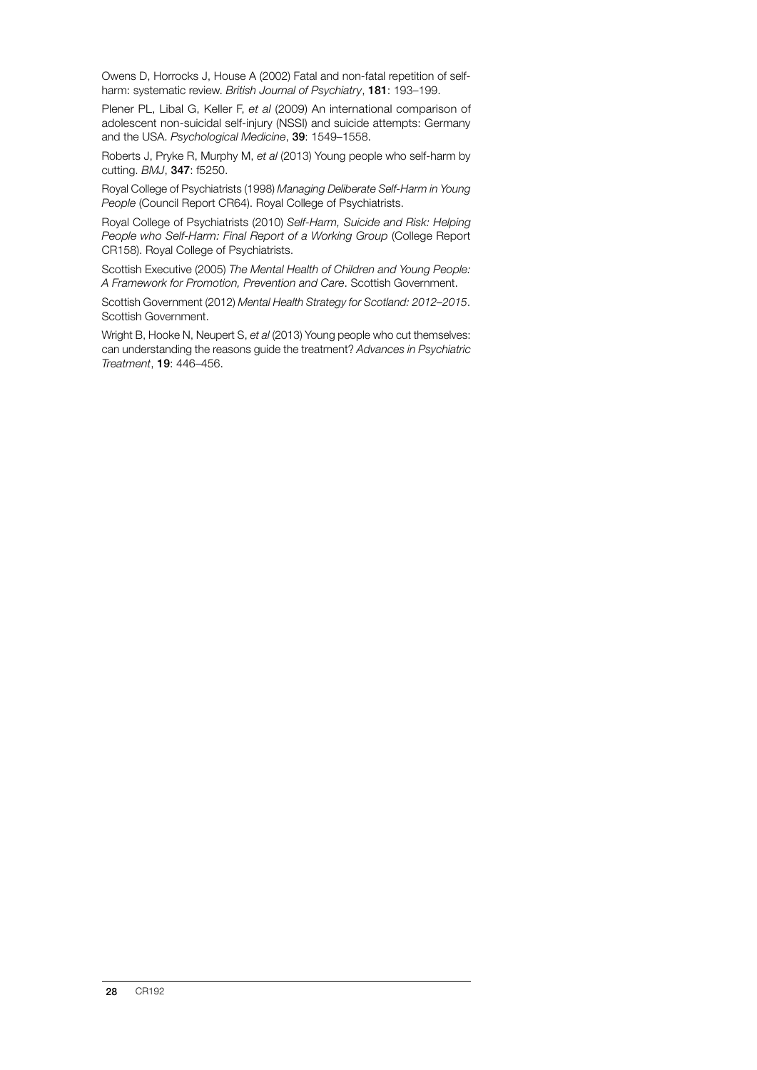Owens D, Horrocks J, House A (2002) Fatal and non-fatal repetition of self-harm: systematic review. *British Journal of Psychiatry*, **181**: 193–199.

Plener PL, Libal G, Keller F, *et al* (2009) An international comparison of adolescent non-suicidal self-injury (NSSI) and suicide attempts: Germany and the USA. *Psychological Medicine*, **39**: 1549–1558.

Roberts J, Pryke R, Murphy M, *et al* (2013) Young people who self-harm by cutting. *BMJ*, **347**: f5250.

Royal College of Psychiatrists (1998) *Managing Deliberate Self-Harm in Young People* (Council Report CR64). Royal College of Psychiatrists.

Royal College of Psychiatrists (2010) *Self-Harm, Suicide and Risk: Helping People who Self-Harm: Final Report of a Working Group* (College Report CR158). Royal College of Psychiatrists.

Scottish Executive (2005) *The Mental Health of Children and Young People: A Framework for Promotion, Prevention and Care*. Scottish Government.

Scottish Government (2012) *Mental Health Strategy for Scotland: 2012–2015*. Scottish Government.

Wright B, Hooke N, Neupert S, *et al* (2013) Young people who cut themselves: can understanding the reasons guide the treatment? *Advances in Psychiatric Treatment*, **19**: 446–456.